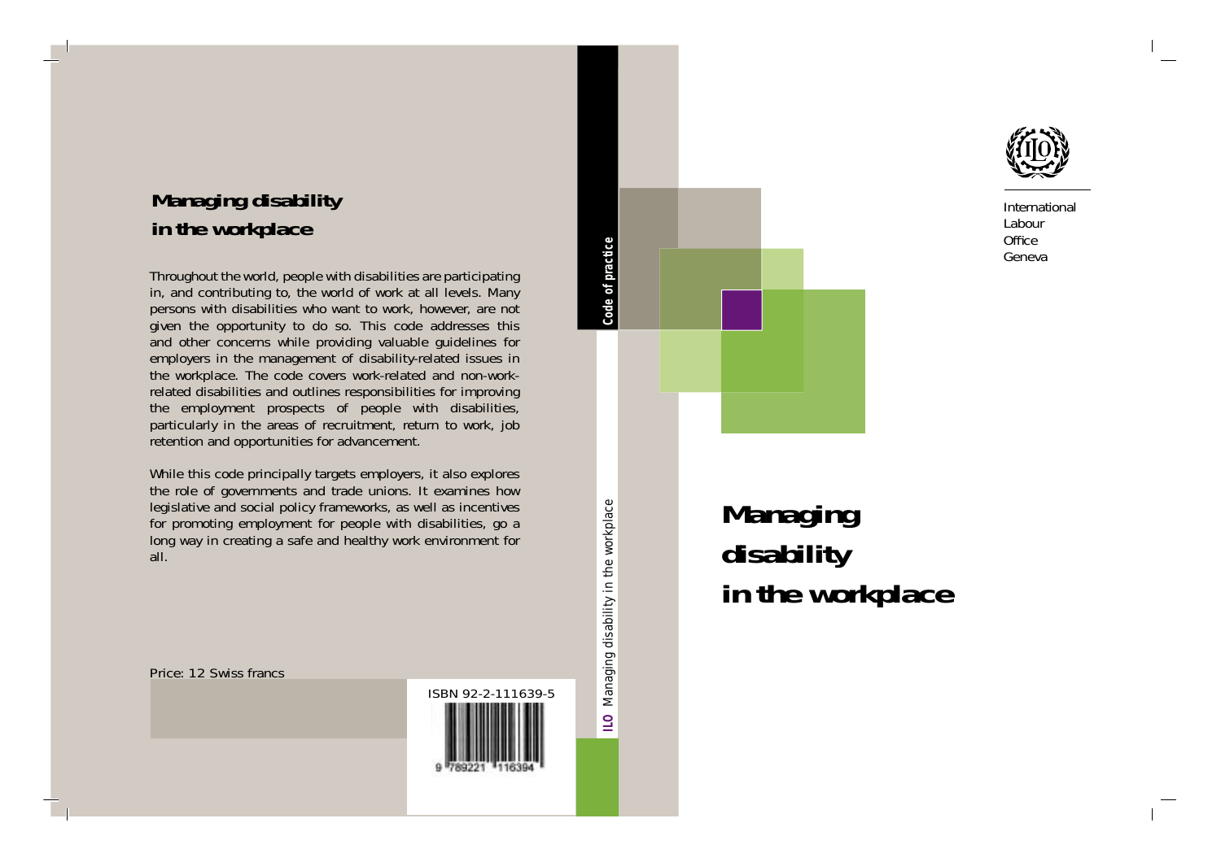# Managing disability in the workplace

International Labour Office Geneva

## Managing disability in the workplace

Throughout the world, people with disabilities are participating in, and contributing to, the world of work at all levels. Many persons with disabilities who want to work, however, are not given the opportunity to do so. This code addresses this and other concerns while providing valuable guidelines for employers in the management of disability-related issues in the workplace. The code covers work-related and non-work-related disabilities and outlines responsibilities for improving the employment prospects of people with disabilities, particularly in the areas of recruitment, return to work, job retention and opportunities for advancement.

While this code principally targets employers, it also explores the role of governments and trade unions. It examines how legislative and social policy frameworks, as well as incentives for promoting employment for people with disabilities, go a long way in creating a safe and healthy work environment for all.

Price: 12 Swiss francs

ISBN 92-2-111639-5

Code of practice

ILO Managing disability in the workplace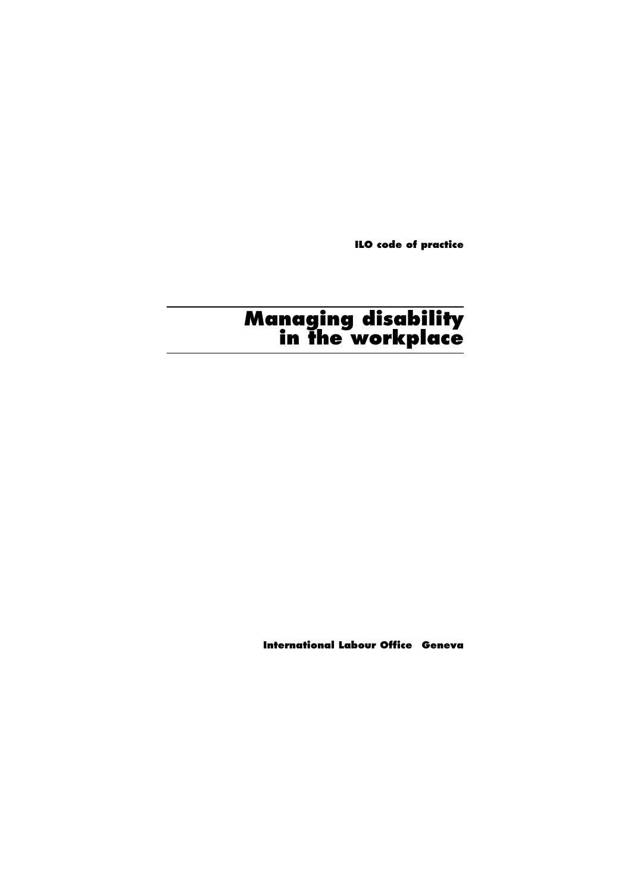ILO code of practice

# Managing disability in the workplace

International Labour Office Geneva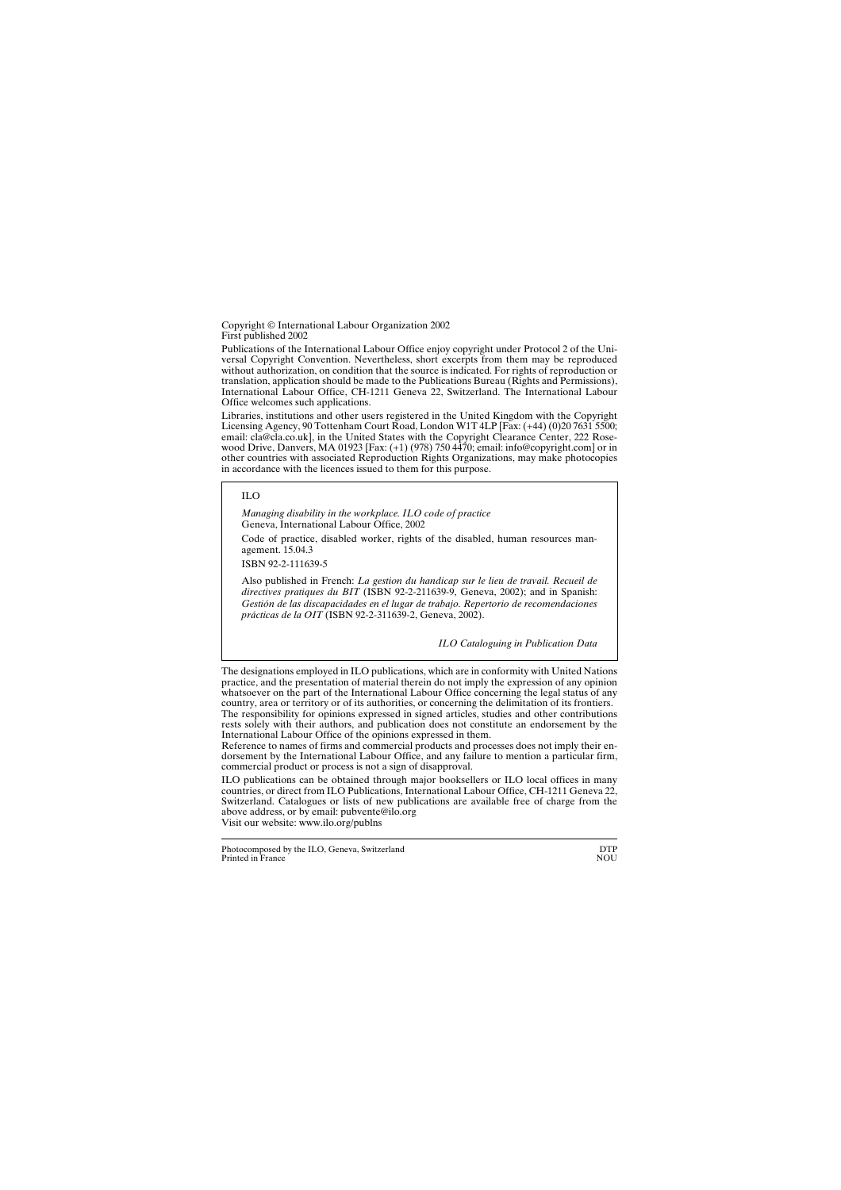Copyright © International Labour Organization 2002
First published 2002

Publications of the International Labour Office enjoy copyright under Protocol 2 of the Universal Copyright Convention. Nevertheless, short excerpts from them may be reproduced without authorization, on condition that the source is indicated. For rights of reproduction or translation, application should be made to the Publications Bureau (Rights and Permissions), International Labour Office, CH-1211 Geneva 22, Switzerland. The International Labour Office welcomes such applications.

Libraries, institutions and other users registered in the United Kingdom with the Copyright Licensing Agency, 90 Tottenham Court Road, London W1T 4LP [Fax: (+44) (0)20 7631 5500; email: cla@cla.co.uk], in the United States with the Copyright Clearance Center, 222 Rosewood Drive, Danvers, MA 01923 [Fax: (+1) (978) 750 4470; email: info@copyright.com] or in other countries with associated Reproduction Rights Organizations, may make photocopies in accordance with the licences issued to them for this purpose.

ILO

*Managing disability in the workplace. ILO code of practice*
Geneva, International Labour Office, 2002

Code of practice, disabled worker, rights of the disabled, human resources management. 15.04.3

ISBN 92-2-111639-5

Also published in French: *La gestion du handicap sur le lieu de travail. Recueil de directives pratiques du BIT* (ISBN 92-2-211639-9, Geneva, 2002); and in Spanish: *Gestión de las discapacidades en el lugar de trabajo. Repertorio de recomendaciones prácticas de la OIT* (ISBN 92-2-311639-2, Geneva, 2002).

*ILO Cataloguing in Publication Data*

The designations employed in ILO publications, which are in conformity with United Nations practice, and the presentation of material therein do not imply the expression of any opinion whatsoever on the part of the International Labour Office concerning the legal status of any country, area or territory or of its authorities, or concerning the delimitation of its frontiers.

The responsibility for opinions expressed in signed articles, studies and other contributions rests solely with their authors, and publication does not constitute an endorsement by the International Labour Office of the opinions expressed in them.

Reference to names of firms and commercial products and processes does not imply their endorsement by the International Labour Office, and any failure to mention a particular firm, commercial product or process is not a sign of disapproval.

ILO publications can be obtained through major booksellers or ILO local offices in many countries, or direct from ILO Publications, International Labour Office, CH-1211 Geneva 22, Switzerland. Catalogues or lists of new publications are available free of charge from the above address, or by email: pubvente@ilo.org

Visit our website: www.ilo.org/publns

Photocomposed by the ILO, Geneva, Switzerland — DTP
Printed in France — NOU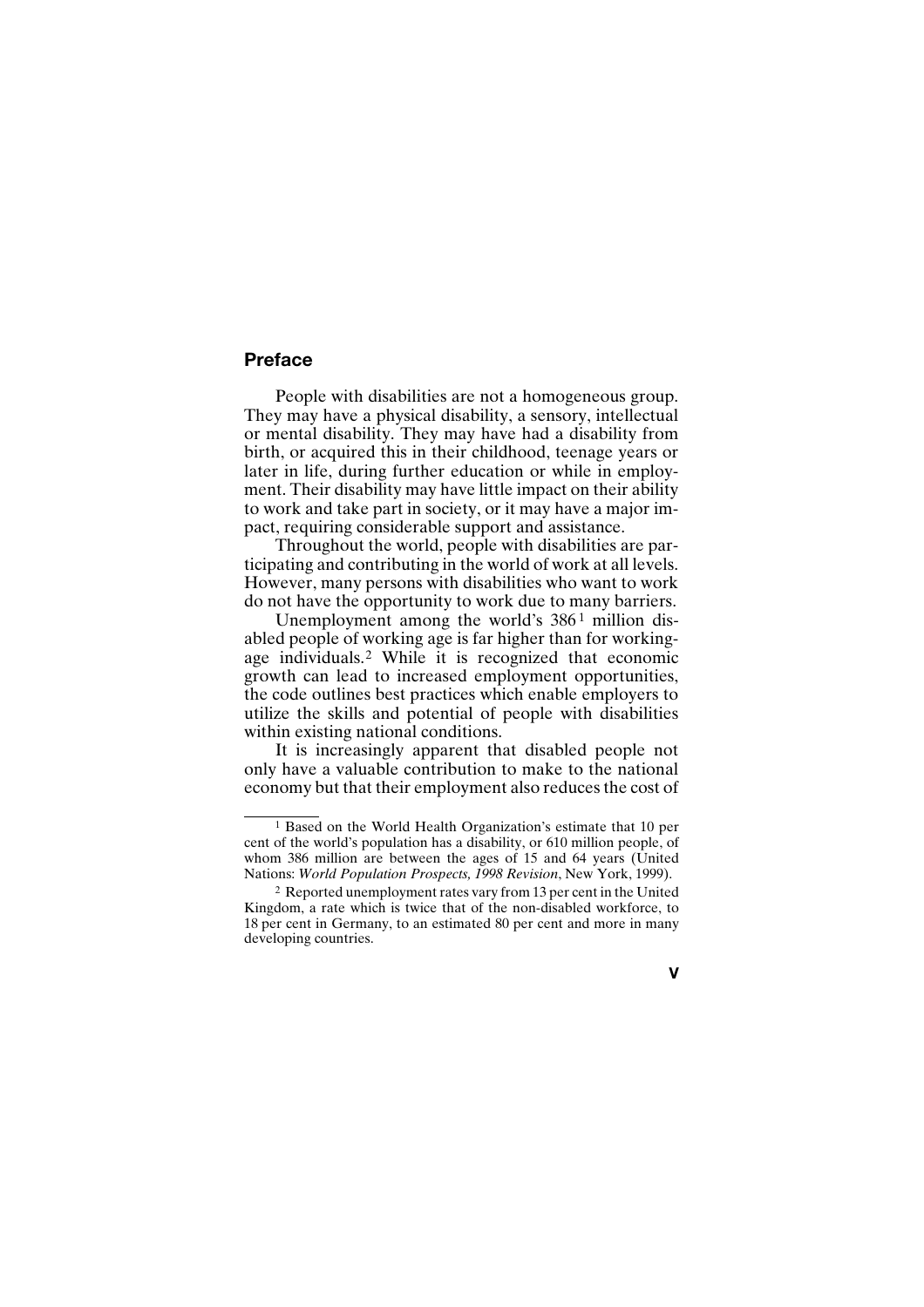## Preface

People with disabilities are not a homogeneous group. They may have a physical disability, a sensory, intellectual or mental disability. They may have had a disability from birth, or acquired this in their childhood, teenage years or later in life, during further education or while in employment. Their disability may have little impact on their ability to work and take part in society, or it may have a major impact, requiring considerable support and assistance.

Throughout the world, people with disabilities are participating and contributing in the world of work at all levels. However, many persons with disabilities who want to work do not have the opportunity to work due to many barriers.

Unemployment among the world's 386[1] million disabled people of working age is far higher than for working-age individuals.[2] While it is recognized that economic growth can lead to increased employment opportunities, the code outlines best practices which enable employers to utilize the skills and potential of people with disabilities within existing national conditions.

It is increasingly apparent that disabled people not only have a valuable contribution to make to the national economy but that their employment also reduces the cost of

---

[1] Based on the World Health Organization's estimate that 10 per cent of the world's population has a disability, or 610 million people, of whom 386 million are between the ages of 15 and 64 years (United Nations: *World Population Prospects, 1998 Revision*, New York, 1999).

[2] Reported unemployment rates vary from 13 per cent in the United Kingdom, a rate which is twice that of the non-disabled workforce, to 18 per cent in Germany, to an estimated 80 per cent and more in many developing countries.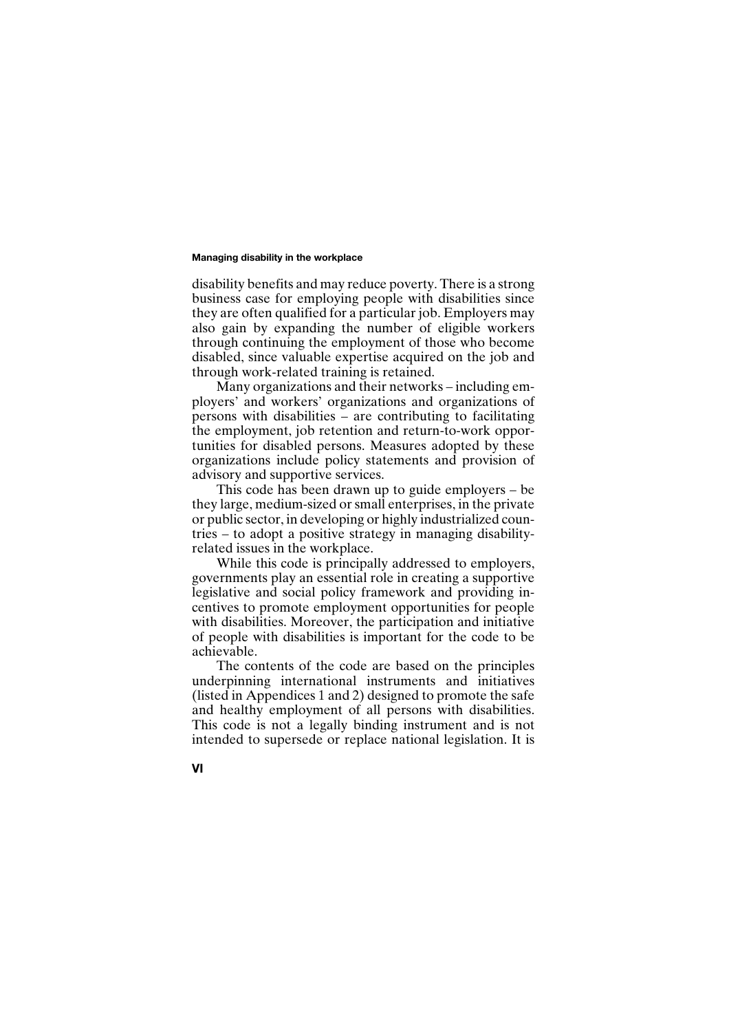disability benefits and may reduce poverty. There is a strong business case for employing people with disabilities since they are often qualified for a particular job. Employers may also gain by expanding the number of eligible workers through continuing the employment of those who become disabled, since valuable expertise acquired on the job and through work-related training is retained.

Many organizations and their networks – including employers' and workers' organizations and organizations of persons with disabilities – are contributing to facilitating the employment, job retention and return-to-work opportunities for disabled persons. Measures adopted by these organizations include policy statements and provision of advisory and supportive services.

This code has been drawn up to guide employers – be they large, medium-sized or small enterprises, in the private or public sector, in developing or highly industrialized countries – to adopt a positive strategy in managing disability-related issues in the workplace.

While this code is principally addressed to employers, governments play an essential role in creating a supportive legislative and social policy framework and providing incentives to promote employment opportunities for people with disabilities. Moreover, the participation and initiative of people with disabilities is important for the code to be achievable.

The contents of the code are based on the principles underpinning international instruments and initiatives (listed in Appendices 1 and 2) designed to promote the safe and healthy employment of all persons with disabilities. This code is not a legally binding instrument and is not intended to supersede or replace national legislation. It is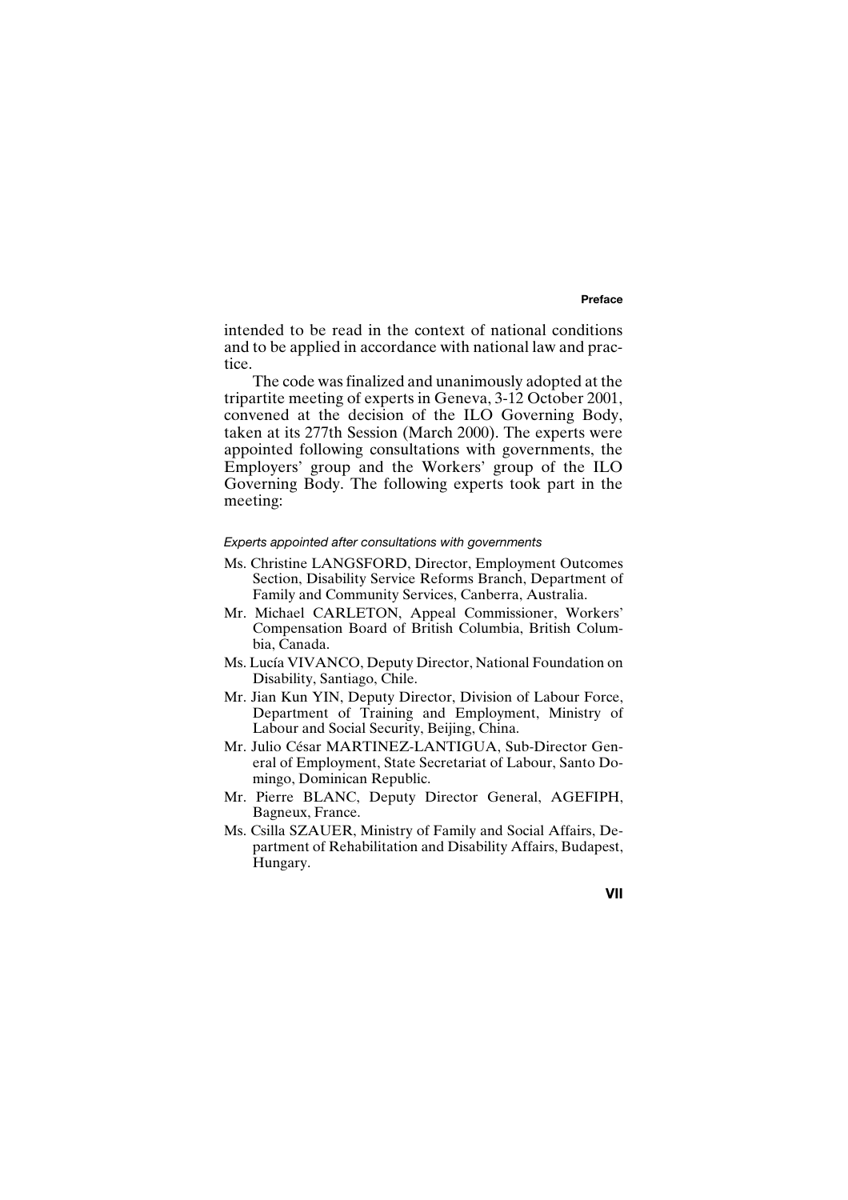intended to be read in the context of national conditions and to be applied in accordance with national law and practice.

The code was finalized and unanimously adopted at the tripartite meeting of experts in Geneva, 3-12 October 2001, convened at the decision of the ILO Governing Body, taken at its 277th Session (March 2000). The experts were appointed following consultations with governments, the Employers' group and the Workers' group of the ILO Governing Body. The following experts took part in the meeting:

*Experts appointed after consultations with governments*

- Ms. Christine LANGSFORD, Director, Employment Outcomes Section, Disability Service Reforms Branch, Department of Family and Community Services, Canberra, Australia.
- Mr. Michael CARLETON, Appeal Commissioner, Workers' Compensation Board of British Columbia, British Columbia, Canada.
- Ms. Lucía VIVANCO, Deputy Director, National Foundation on Disability, Santiago, Chile.
- Mr. Jian Kun YIN, Deputy Director, Division of Labour Force, Department of Training and Employment, Ministry of Labour and Social Security, Beijing, China.
- Mr. Julio César MARTINEZ-LANTIGUA, Sub-Director General of Employment, State Secretariat of Labour, Santo Domingo, Dominican Republic.
- Mr. Pierre BLANC, Deputy Director General, AGEFIPH, Bagneux, France.
- Ms. Csilla SZAUER, Ministry of Family and Social Affairs, Department of Rehabilitation and Disability Affairs, Budapest, Hungary.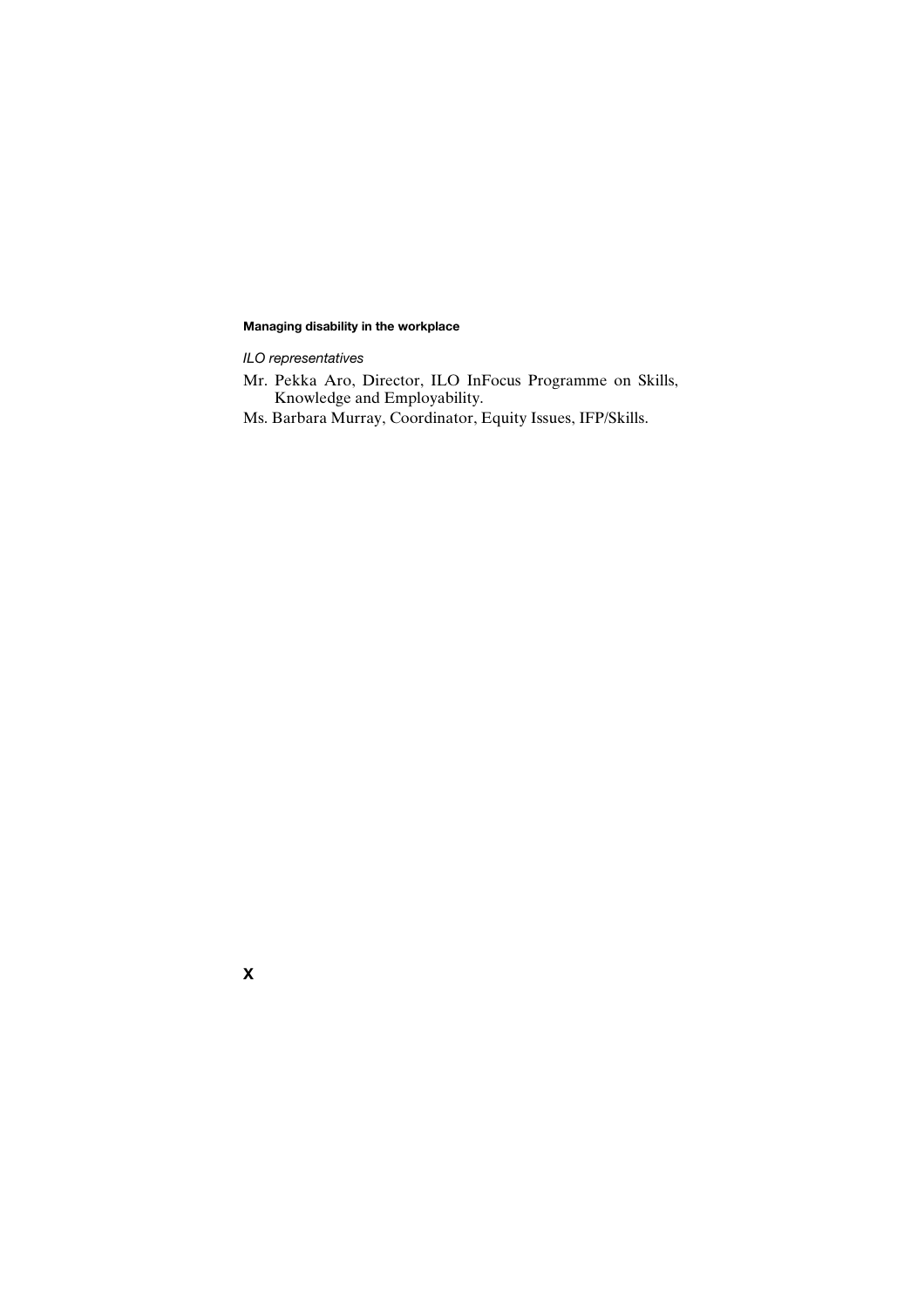*ILO representatives*

Mr. Pekka Aro, Director, ILO InFocus Programme on Skills, Knowledge and Employability.

Ms. Barbara Murray, Coordinator, Equity Issues, IFP/Skills.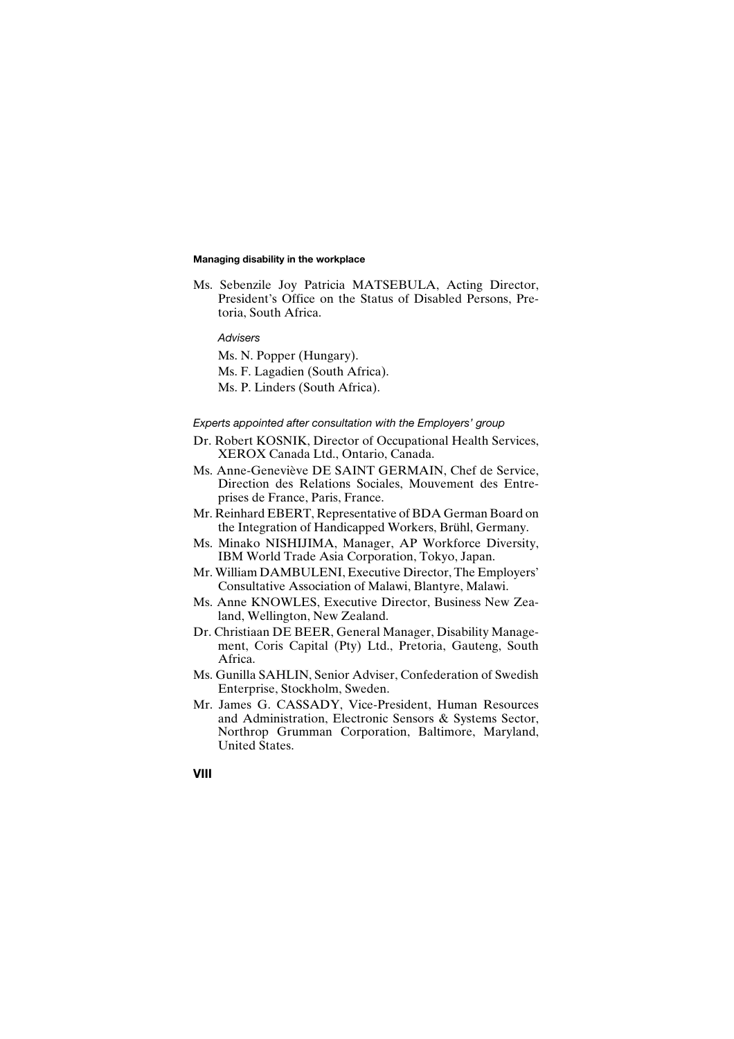Ms. Sebenzile Joy Patricia MATSEBULA, Acting Director, President's Office on the Status of Disabled Persons, Pretoria, South Africa.

*Advisers*

Ms. N. Popper (Hungary).

Ms. F. Lagadien (South Africa).

Ms. P. Linders (South Africa).

*Experts appointed after consultation with the Employers' group*

Dr. Robert KOSNIK, Director of Occupational Health Services, XEROX Canada Ltd., Ontario, Canada.

Ms. Anne-Geneviève DE SAINT GERMAIN, Chef de Service, Direction des Relations Sociales, Mouvement des Entreprises de France, Paris, France.

Mr. Reinhard EBERT, Representative of BDA German Board on the Integration of Handicapped Workers, Brühl, Germany.

Ms. Minako NISHIJIMA, Manager, AP Workforce Diversity, IBM World Trade Asia Corporation, Tokyo, Japan.

Mr. William DAMBULENI, Executive Director, The Employers' Consultative Association of Malawi, Blantyre, Malawi.

Ms. Anne KNOWLES, Executive Director, Business New Zealand, Wellington, New Zealand.

Dr. Christiaan DE BEER, General Manager, Disability Management, Coris Capital (Pty) Ltd., Pretoria, Gauteng, South Africa.

Ms. Gunilla SAHLIN, Senior Adviser, Confederation of Swedish Enterprise, Stockholm, Sweden.

Mr. James G. CASSADY, Vice-President, Human Resources and Administration, Electronic Sensors & Systems Sector, Northrop Grumman Corporation, Baltimore, Maryland, United States.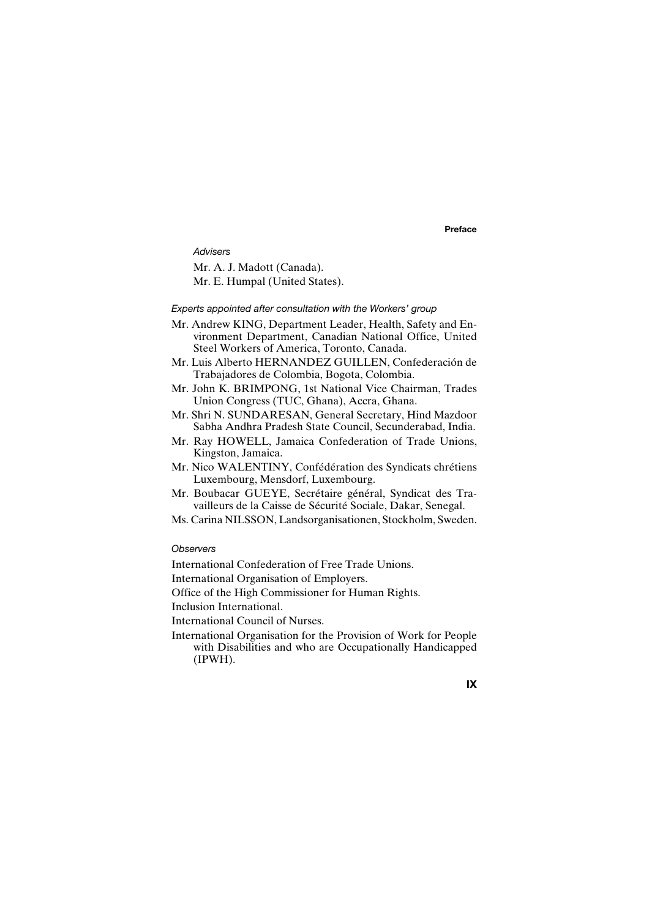*Advisers*

Mr. A. J. Madott (Canada).

Mr. E. Humpal (United States).

*Experts appointed after consultation with the Workers' group*

Mr. Andrew KING, Department Leader, Health, Safety and Environment Department, Canadian National Office, United Steel Workers of America, Toronto, Canada.

Mr. Luis Alberto HERNANDEZ GUILLEN, Confederación de Trabajadores de Colombia, Bogota, Colombia.

Mr. John K. BRIMPONG, 1st National Vice Chairman, Trades Union Congress (TUC, Ghana), Accra, Ghana.

Mr. Shri N. SUNDARESAN, General Secretary, Hind Mazdoor Sabha Andhra Pradesh State Council, Secunderabad, India.

Mr. Ray HOWELL, Jamaica Confederation of Trade Unions, Kingston, Jamaica.

Mr. Nico WALENTINY, Confédération des Syndicats chrétiens Luxembourg, Mensdorf, Luxembourg.

Mr. Boubacar GUEYE, Secrétaire général, Syndicat des Travailleurs de la Caisse de Sécurité Sociale, Dakar, Senegal.

Ms. Carina NILSSON, Landsorganisationen, Stockholm, Sweden.

*Observers*

International Confederation of Free Trade Unions.

International Organisation of Employers.

Office of the High Commissioner for Human Rights.

Inclusion International.

International Council of Nurses.

International Organisation for the Provision of Work for People with Disabilities and who are Occupationally Handicapped (IPWH).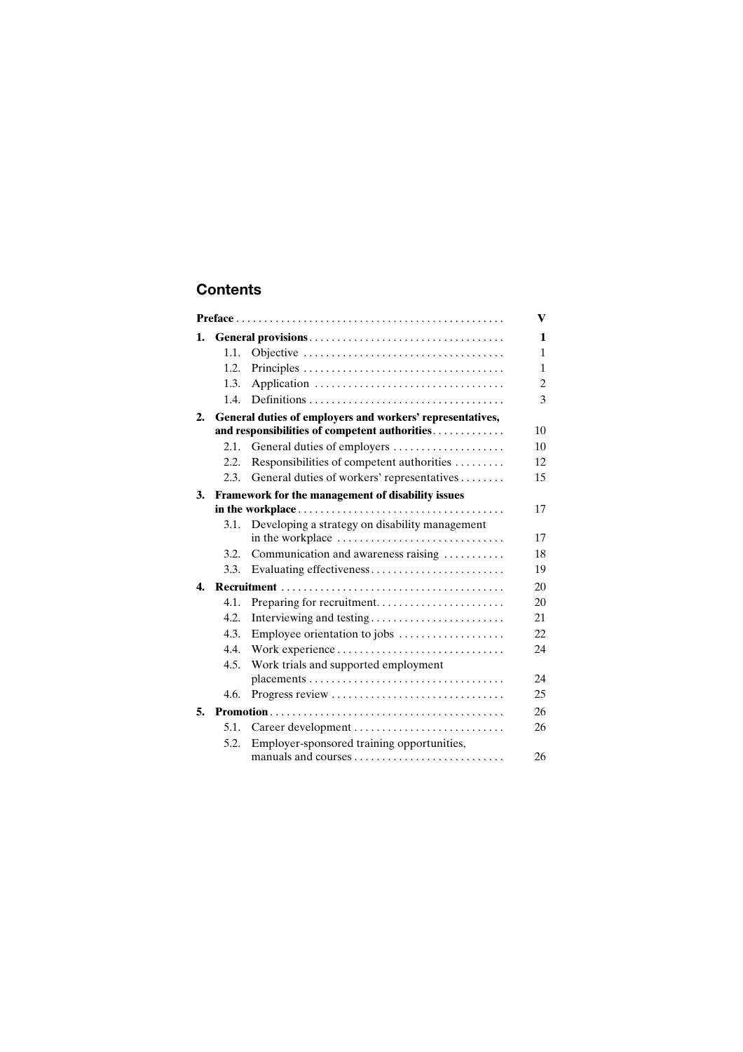## Contents

| | | |
|---|---|---|
| **Preface** | | **V** |
| **1.** | **General provisions** | **1** |
| | 1.1. Objective | 1 |
| | 1.2. Principles | 1 |
| | 1.3. Application | 2 |
| | 1.4. Definitions | 3 |
| **2.** | **General duties of employers and workers' representatives, and responsibilities of competent authorities** | 10 |
| | 2.1. General duties of employers | 10 |
| | 2.2. Responsibilities of competent authorities | 12 |
| | 2.3. General duties of workers' representatives | 15 |
| **3.** | **Framework for the management of disability issues in the workplace** | 17 |
| | 3.1. Developing a strategy on disability management in the workplace | 17 |
| | 3.2. Communication and awareness raising | 18 |
| | 3.3. Evaluating effectiveness | 19 |
| **4.** | **Recruitment** | 20 |
| | 4.1. Preparing for recruitment | 20 |
| | 4.2. Interviewing and testing | 21 |
| | 4.3. Employee orientation to jobs | 22 |
| | 4.4. Work experience | 24 |
| | 4.5. Work trials and supported employment placements | 24 |
| | 4.6. Progress review | 25 |
| **5.** | **Promotion** | 26 |
| | 5.1. Career development | 26 |
| | 5.2. Employer-sponsored training opportunities, manuals and courses | 26 |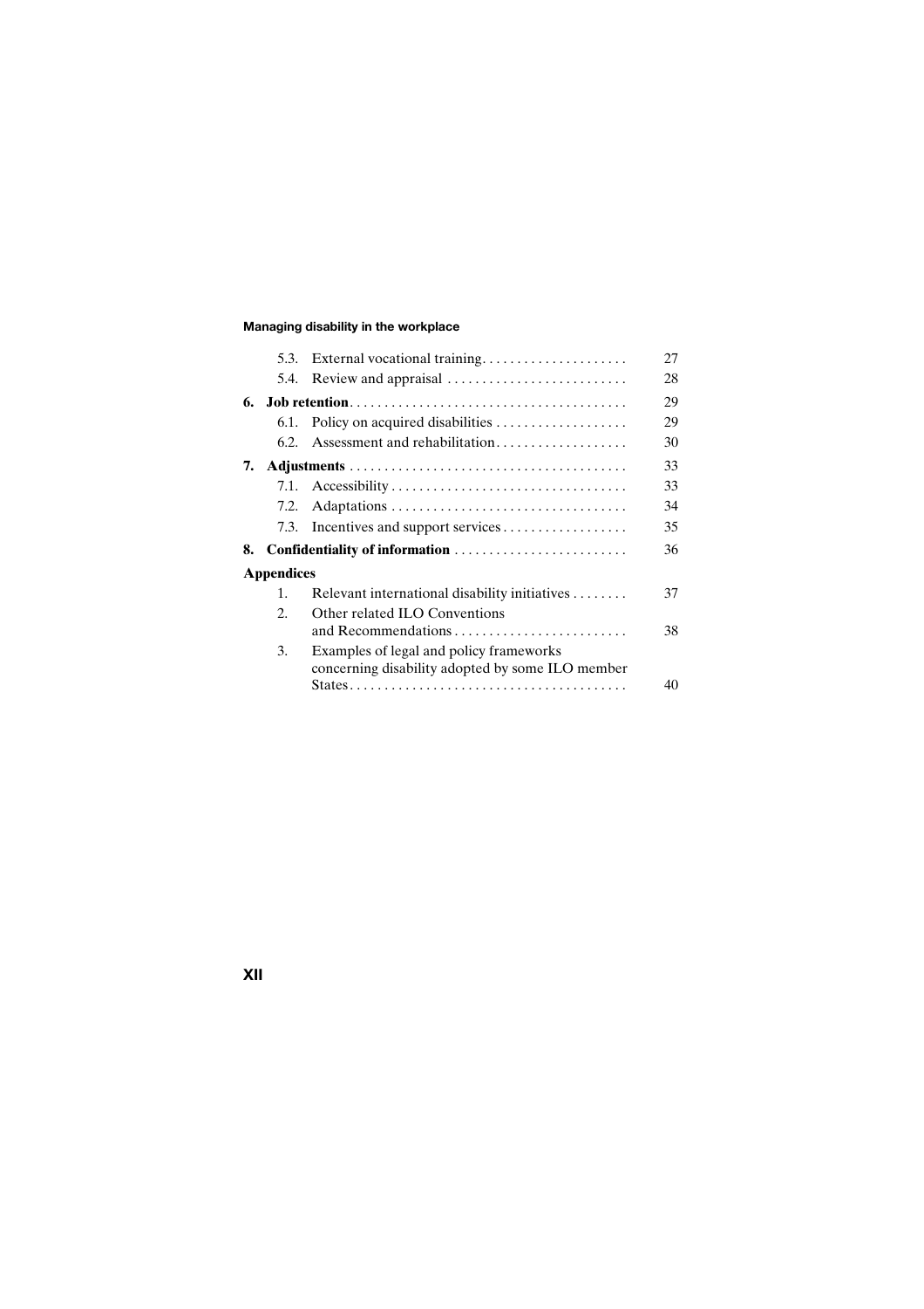| | | |
|---|---|---|
| 5.3. | External vocational training | 27 |
| 5.4. | Review and appraisal | 28 |
| **6.** | **Job retention** | 29 |
| 6.1. | Policy on acquired disabilities | 29 |
| 6.2. | Assessment and rehabilitation | 30 |
| **7.** | **Adjustments** | 33 |
| 7.1. | Accessibility | 33 |
| 7.2. | Adaptations | 34 |
| 7.3. | Incentives and support services | 35 |
| **8.** | **Confidentiality of information** | 36 |
| **Appendices** | | |
| 1. | Relevant international disability initiatives | 37 |
| 2. | Other related ILO Conventions and Recommendations | 38 |
| 3. | Examples of legal and policy frameworks concerning disability adopted by some ILO member States | 40 |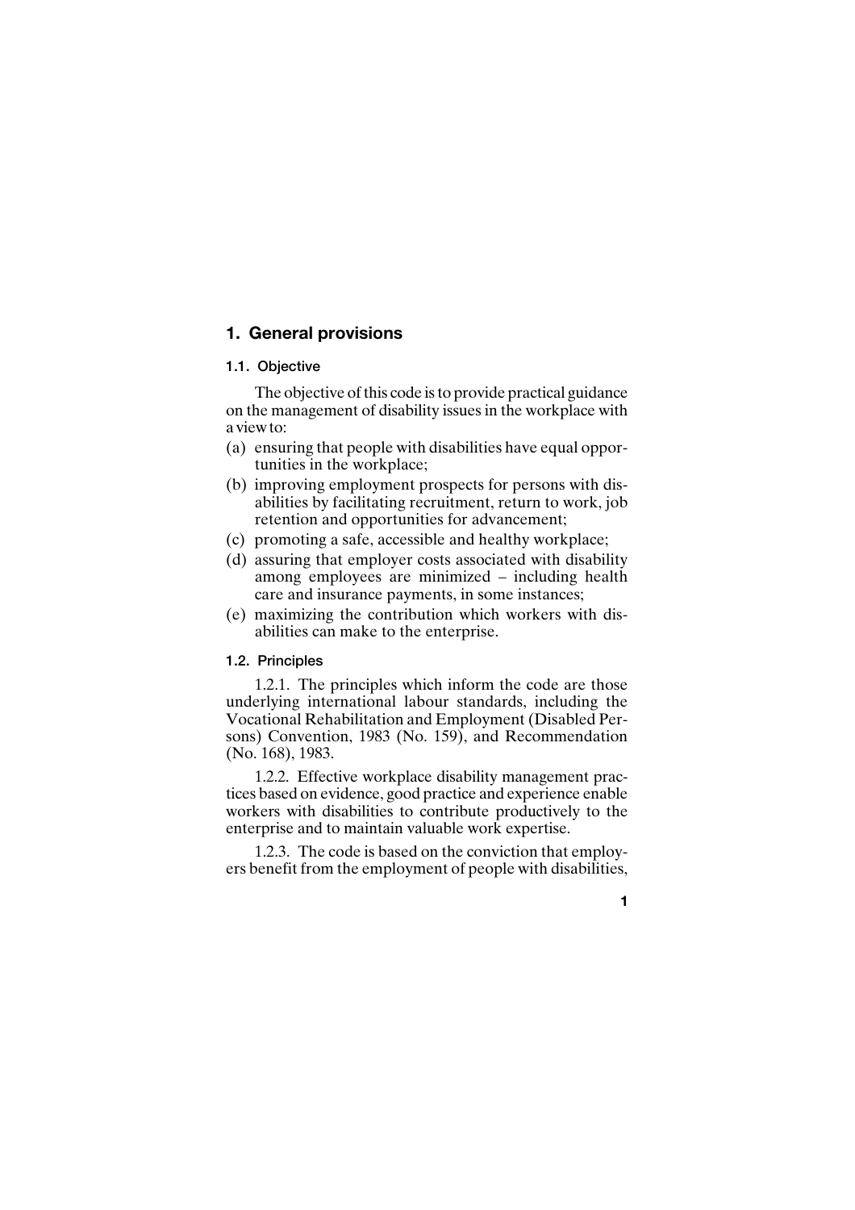## 1. General provisions

### 1.1. Objective

The objective of this code is to provide practical guidance on the management of disability issues in the workplace with a view to:

(a) ensuring that people with disabilities have equal opportunities in the workplace;
(b) improving employment prospects for persons with disabilities by facilitating recruitment, return to work, job retention and opportunities for advancement;
(c) promoting a safe, accessible and healthy workplace;
(d) assuring that employer costs associated with disability among employees are minimized – including health care and insurance payments, in some instances;
(e) maximizing the contribution which workers with disabilities can make to the enterprise.

### 1.2. Principles

1.2.1. The principles which inform the code are those underlying international labour standards, including the Vocational Rehabilitation and Employment (Disabled Persons) Convention, 1983 (No. 159), and Recommendation (No. 168), 1983.

1.2.2. Effective workplace disability management practices based on evidence, good practice and experience enable workers with disabilities to contribute productively to the enterprise and to maintain valuable work expertise.

1.2.3. The code is based on the conviction that employers benefit from the employment of people with disabilities,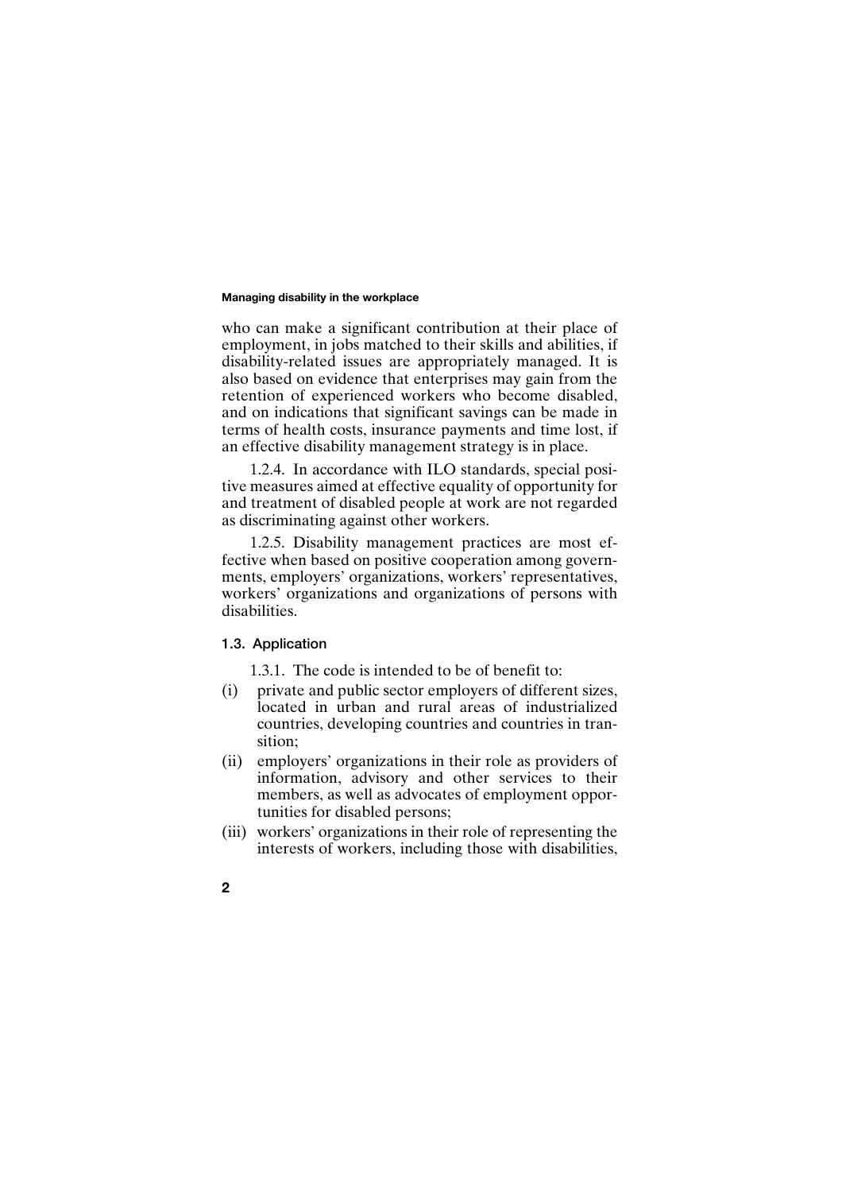who can make a significant contribution at their place of employment, in jobs matched to their skills and abilities, if disability-related issues are appropriately managed. It is also based on evidence that enterprises may gain from the retention of experienced workers who become disabled, and on indications that significant savings can be made in terms of health costs, insurance payments and time lost, if an effective disability management strategy is in place.

1.2.4. In accordance with ILO standards, special positive measures aimed at effective equality of opportunity for and treatment of disabled people at work are not regarded as discriminating against other workers.

1.2.5. Disability management practices are most effective when based on positive cooperation among governments, employers' organizations, workers' representatives, workers' organizations and organizations of persons with disabilities.

### 1.3. Application

1.3.1. The code is intended to be of benefit to:

(i) private and public sector employers of different sizes, located in urban and rural areas of industrialized countries, developing countries and countries in transition;

(ii) employers' organizations in their role as providers of information, advisory and other services to their members, as well as advocates of employment opportunities for disabled persons;

(iii) workers' organizations in their role of representing the interests of workers, including those with disabilities,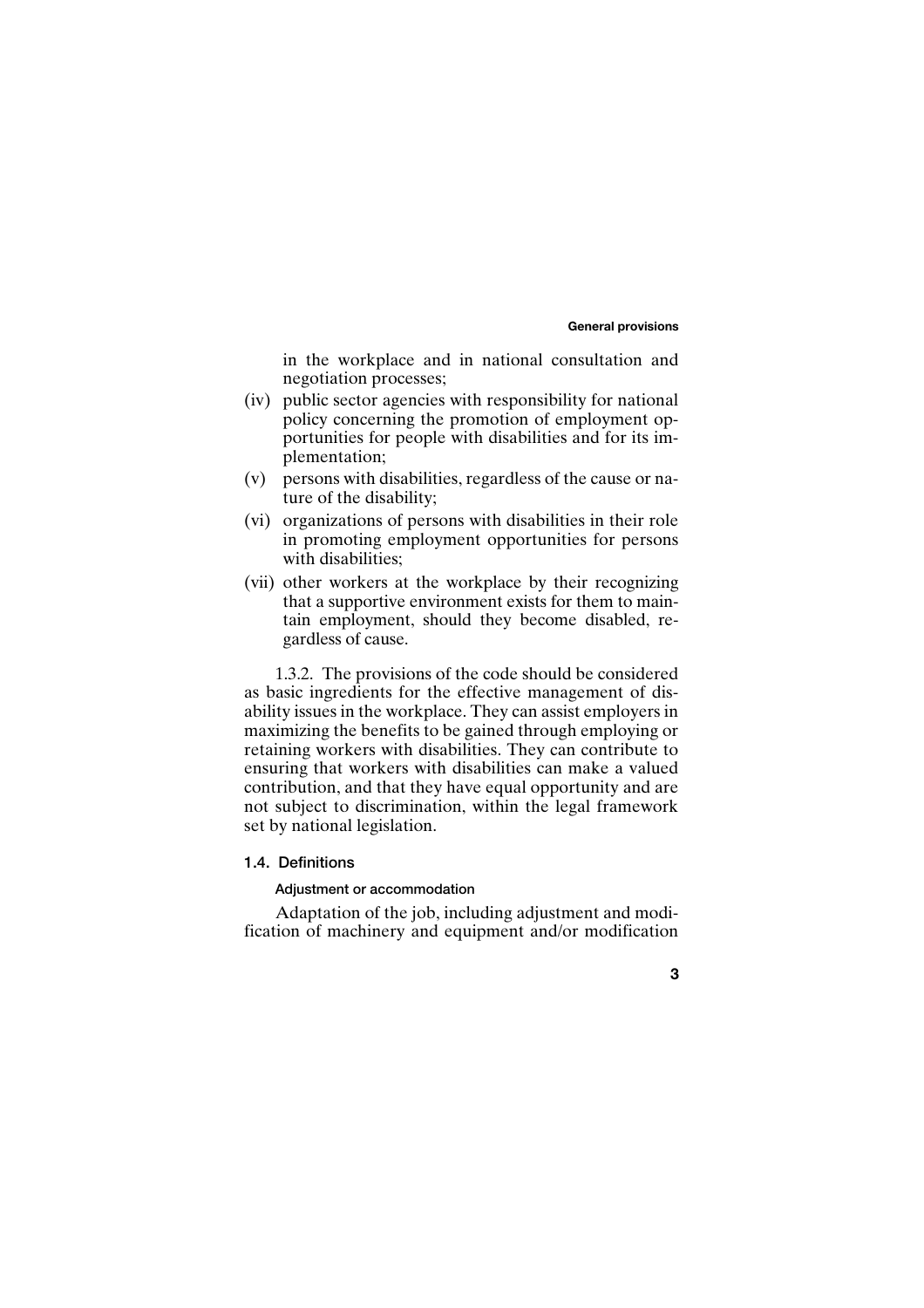in the workplace and in national consultation and negotiation processes;

(iv) public sector agencies with responsibility for national policy concerning the promotion of employment opportunities for people with disabilities and for its implementation;

(v) persons with disabilities, regardless of the cause or nature of the disability;

(vi) organizations of persons with disabilities in their role in promoting employment opportunities for persons with disabilities;

(vii) other workers at the workplace by their recognizing that a supportive environment exists for them to maintain employment, should they become disabled, regardless of cause.

1.3.2. The provisions of the code should be considered as basic ingredients for the effective management of disability issues in the workplace. They can assist employers in maximizing the benefits to be gained through employing or retaining workers with disabilities. They can contribute to ensuring that workers with disabilities can make a valued contribution, and that they have equal opportunity and are not subject to discrimination, within the legal framework set by national legislation.

## 1.4. Definitions

### Adjustment or accommodation

Adaptation of the job, including adjustment and modification of machinery and equipment and/or modification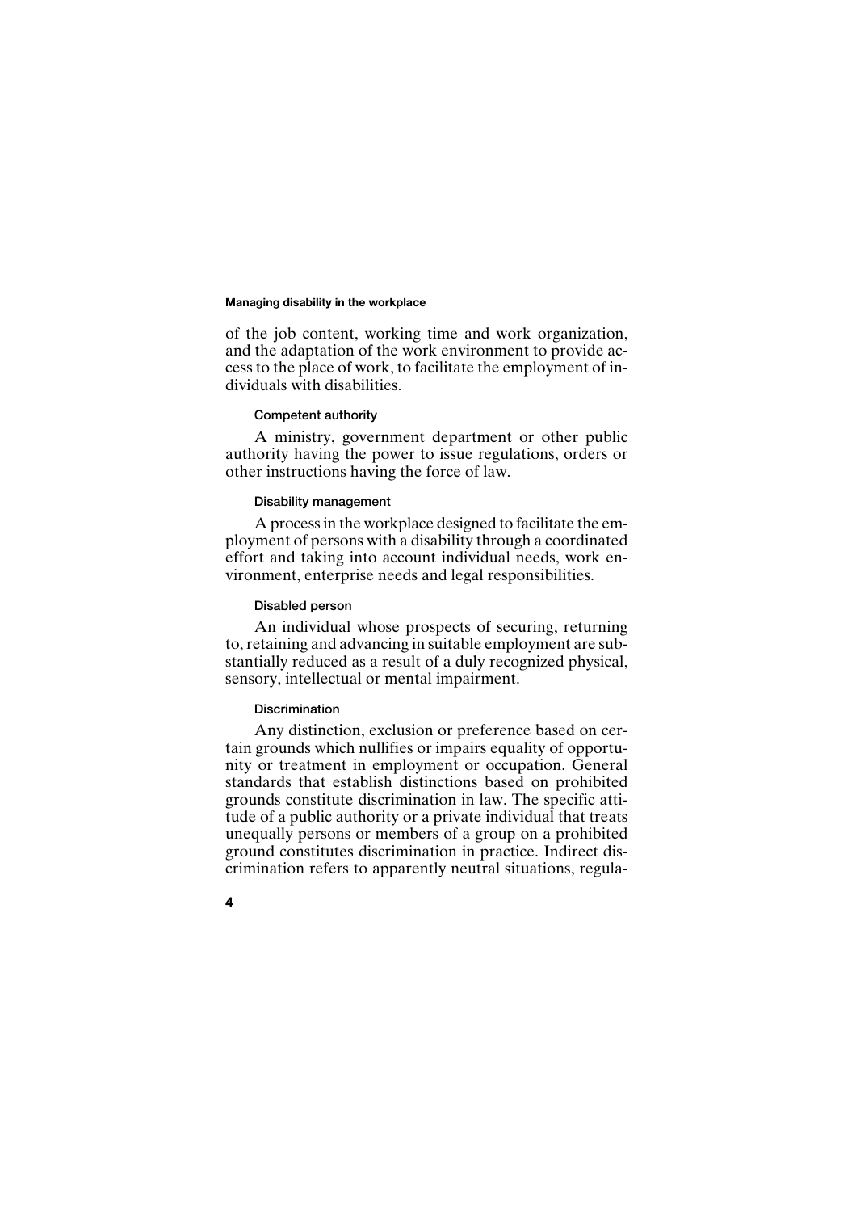of the job content, working time and work organization, and the adaptation of the work environment to provide access to the place of work, to facilitate the employment of individuals with disabilities.

#### Competent authority

A ministry, government department or other public authority having the power to issue regulations, orders or other instructions having the force of law.

#### Disability management

A process in the workplace designed to facilitate the employment of persons with a disability through a coordinated effort and taking into account individual needs, work environment, enterprise needs and legal responsibilities.

#### Disabled person

An individual whose prospects of securing, returning to, retaining and advancing in suitable employment are substantially reduced as a result of a duly recognized physical, sensory, intellectual or mental impairment.

#### Discrimination

Any distinction, exclusion or preference based on certain grounds which nullifies or impairs equality of opportunity or treatment in employment or occupation. General standards that establish distinctions based on prohibited grounds constitute discrimination in law. The specific attitude of a public authority or a private individual that treats unequally persons or members of a group on a prohibited ground constitutes discrimination in practice. Indirect discrimination refers to apparently neutral situations, regula-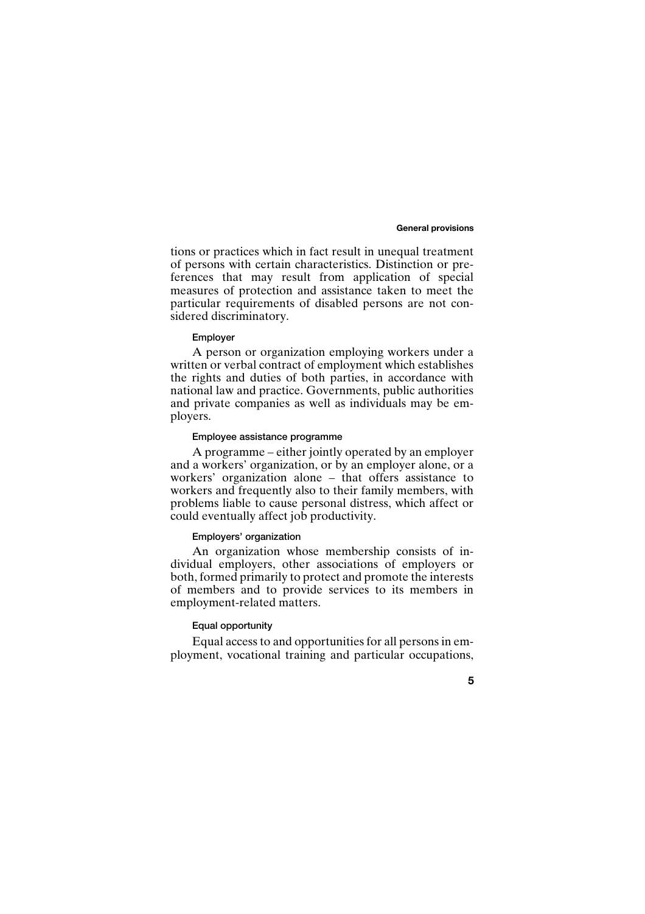tions or practices which in fact result in unequal treatment of persons with certain characteristics. Distinction or preferences that may result from application of special measures of protection and assistance taken to meet the particular requirements of disabled persons are not considered discriminatory.

#### Employer

A person or organization employing workers under a written or verbal contract of employment which establishes the rights and duties of both parties, in accordance with national law and practice. Governments, public authorities and private companies as well as individuals may be employers.

#### Employee assistance programme

A programme – either jointly operated by an employer and a workers' organization, or by an employer alone, or a workers' organization alone – that offers assistance to workers and frequently also to their family members, with problems liable to cause personal distress, which affect or could eventually affect job productivity.

#### Employers' organization

An organization whose membership consists of individual employers, other associations of employers or both, formed primarily to protect and promote the interests of members and to provide services to its members in employment-related matters.

#### Equal opportunity

Equal access to and opportunities for all persons in employment, vocational training and particular occupations,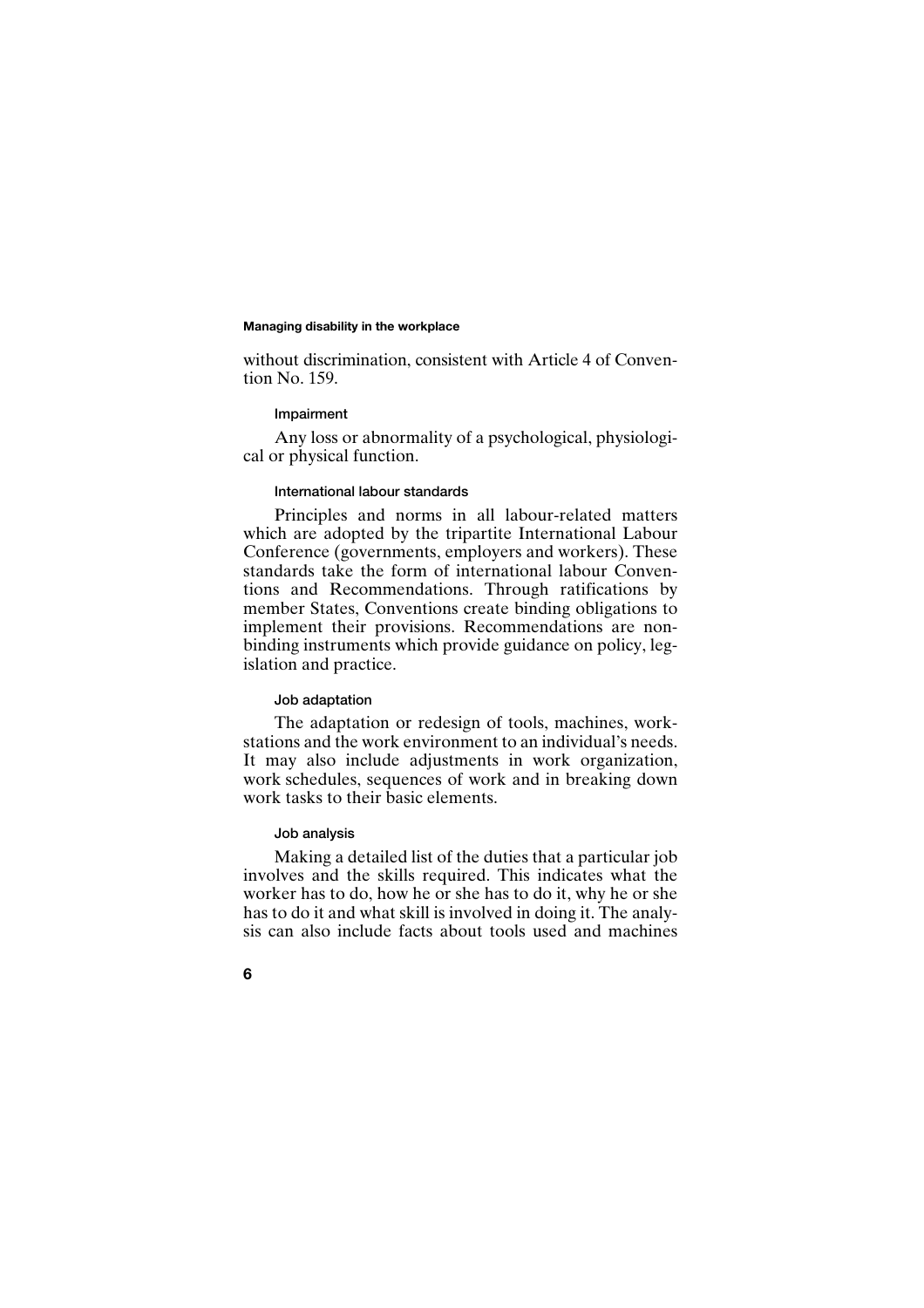without discrimination, consistent with Article 4 of Convention No. 159.

#### Impairment

Any loss or abnormality of a psychological, physiological or physical function.

#### International labour standards

Principles and norms in all labour-related matters which are adopted by the tripartite International Labour Conference (governments, employers and workers). These standards take the form of international labour Conventions and Recommendations. Through ratifications by member States, Conventions create binding obligations to implement their provisions. Recommendations are non-binding instruments which provide guidance on policy, legislation and practice.

#### Job adaptation

The adaptation or redesign of tools, machines, workstations and the work environment to an individual's needs. It may also include adjustments in work organization, work schedules, sequences of work and in breaking down work tasks to their basic elements.

#### Job analysis

Making a detailed list of the duties that a particular job involves and the skills required. This indicates what the worker has to do, how he or she has to do it, why he or she has to do it and what skill is involved in doing it. The analysis can also include facts about tools used and machines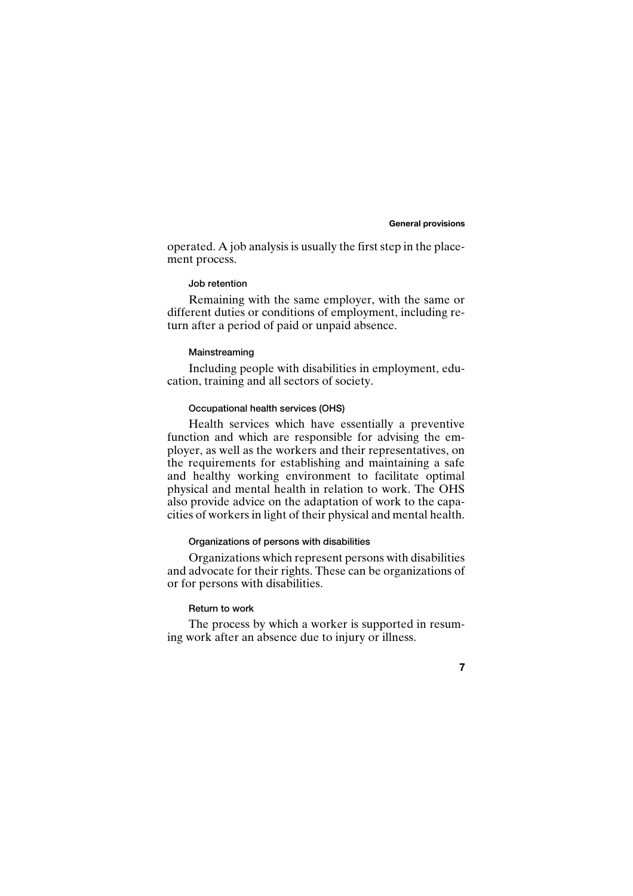operated. A job analysis is usually the first step in the placement process.

#### Job retention

Remaining with the same employer, with the same or different duties or conditions of employment, including return after a period of paid or unpaid absence.

#### Mainstreaming

Including people with disabilities in employment, education, training and all sectors of society.

#### Occupational health services (OHS)

Health services which have essentially a preventive function and which are responsible for advising the employer, as well as the workers and their representatives, on the requirements for establishing and maintaining a safe and healthy working environment to facilitate optimal physical and mental health in relation to work. The OHS also provide advice on the adaptation of work to the capacities of workers in light of their physical and mental health.

#### Organizations of persons with disabilities

Organizations which represent persons with disabilities and advocate for their rights. These can be organizations of or for persons with disabilities.

#### Return to work

The process by which a worker is supported in resuming work after an absence due to injury or illness.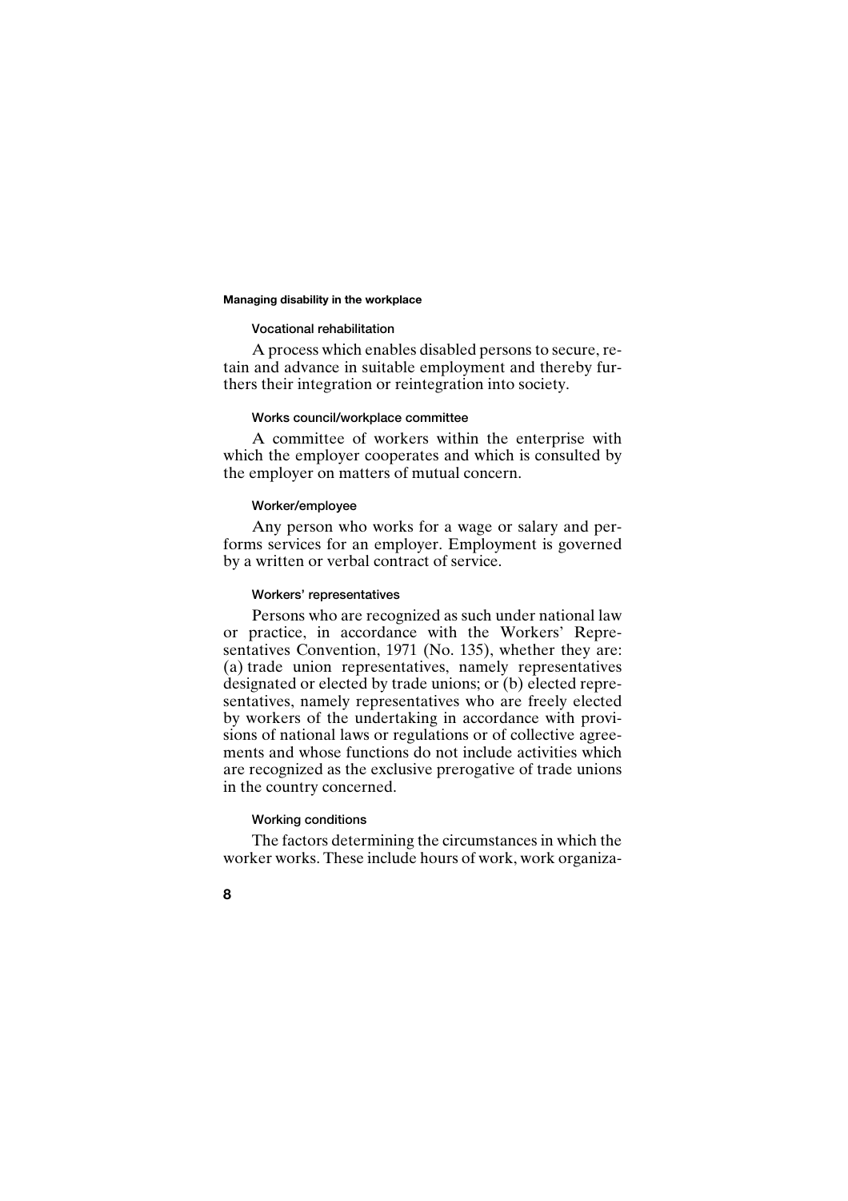#### Vocational rehabilitation

A process which enables disabled persons to secure, retain and advance in suitable employment and thereby furthers their integration or reintegration into society.

#### Works council/workplace committee

A committee of workers within the enterprise with which the employer cooperates and which is consulted by the employer on matters of mutual concern.

#### Worker/employee

Any person who works for a wage or salary and performs services for an employer. Employment is governed by a written or verbal contract of service.

#### Workers' representatives

Persons who are recognized as such under national law or practice, in accordance with the Workers' Representatives Convention, 1971 (No. 135), whether they are: (a) trade union representatives, namely representatives designated or elected by trade unions; or (b) elected representatives, namely representatives who are freely elected by workers of the undertaking in accordance with provisions of national laws or regulations or of collective agreements and whose functions do not include activities which are recognized as the exclusive prerogative of trade unions in the country concerned.

#### Working conditions

The factors determining the circumstances in which the worker works. These include hours of work, work organiza-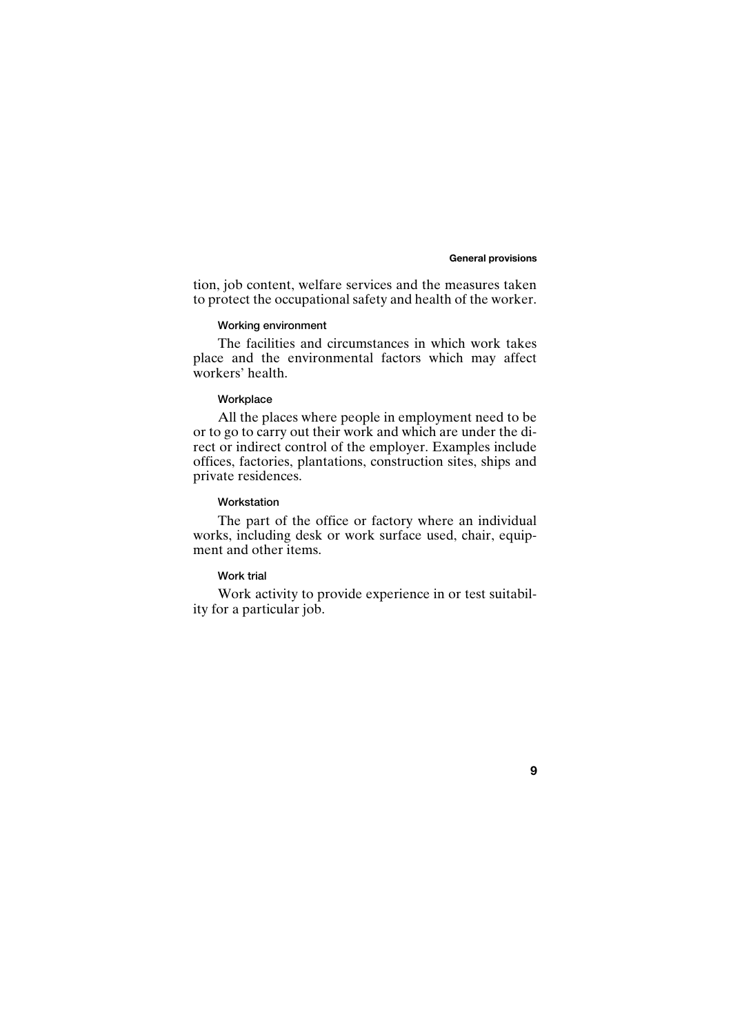tion, job content, welfare services and the measures taken to protect the occupational safety and health of the worker.

### Working environment

The facilities and circumstances in which work takes place and the environmental factors which may affect workers' health.

### Workplace

All the places where people in employment need to be or to go to carry out their work and which are under the direct or indirect control of the employer. Examples include offices, factories, plantations, construction sites, ships and private residences.

### Workstation

The part of the office or factory where an individual works, including desk or work surface used, chair, equipment and other items.

### Work trial

Work activity to provide experience in or test suitability for a particular job.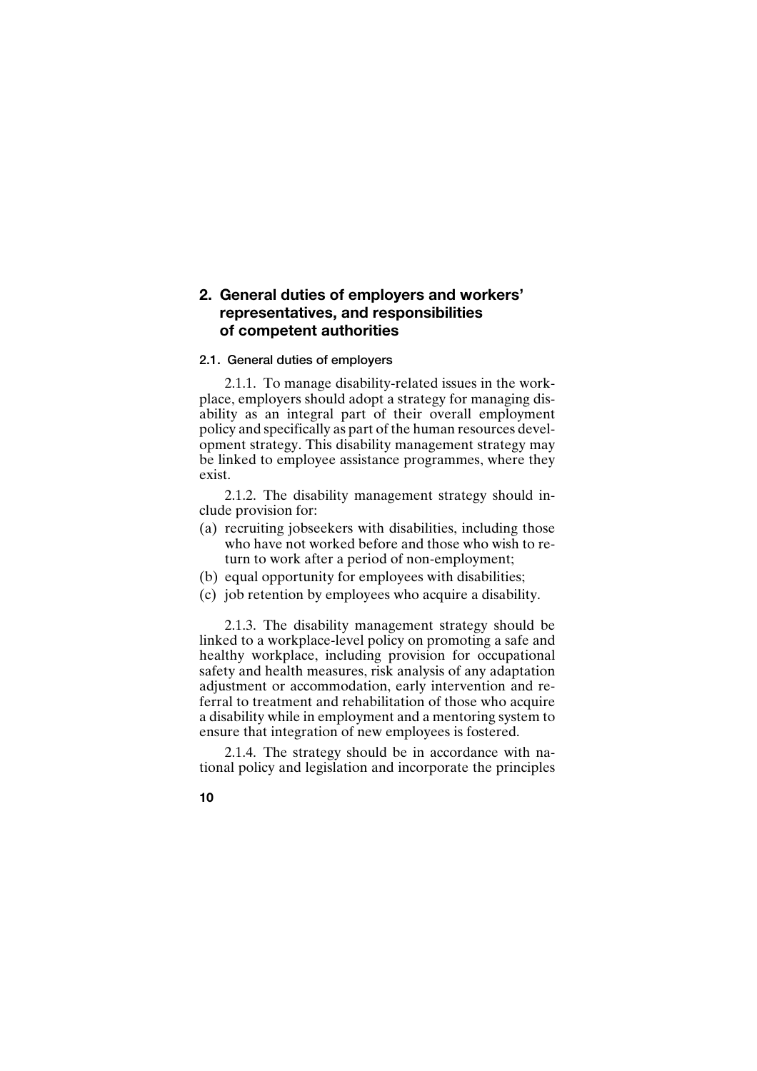## 2. General duties of employers and workers' representatives, and responsibilities of competent authorities

### 2.1. General duties of employers

2.1.1. To manage disability-related issues in the workplace, employers should adopt a strategy for managing disability as an integral part of their overall employment policy and specifically as part of the human resources development strategy. This disability management strategy may be linked to employee assistance programmes, where they exist.

2.1.2. The disability management strategy should include provision for:

(a) recruiting jobseekers with disabilities, including those who have not worked before and those who wish to return to work after a period of non-employment;
(b) equal opportunity for employees with disabilities;
(c) job retention by employees who acquire a disability.

2.1.3. The disability management strategy should be linked to a workplace-level policy on promoting a safe and healthy workplace, including provision for occupational safety and health measures, risk analysis of any adaptation adjustment or accommodation, early intervention and referral to treatment and rehabilitation of those who acquire a disability while in employment and a mentoring system to ensure that integration of new employees is fostered.

2.1.4. The strategy should be in accordance with national policy and legislation and incorporate the principles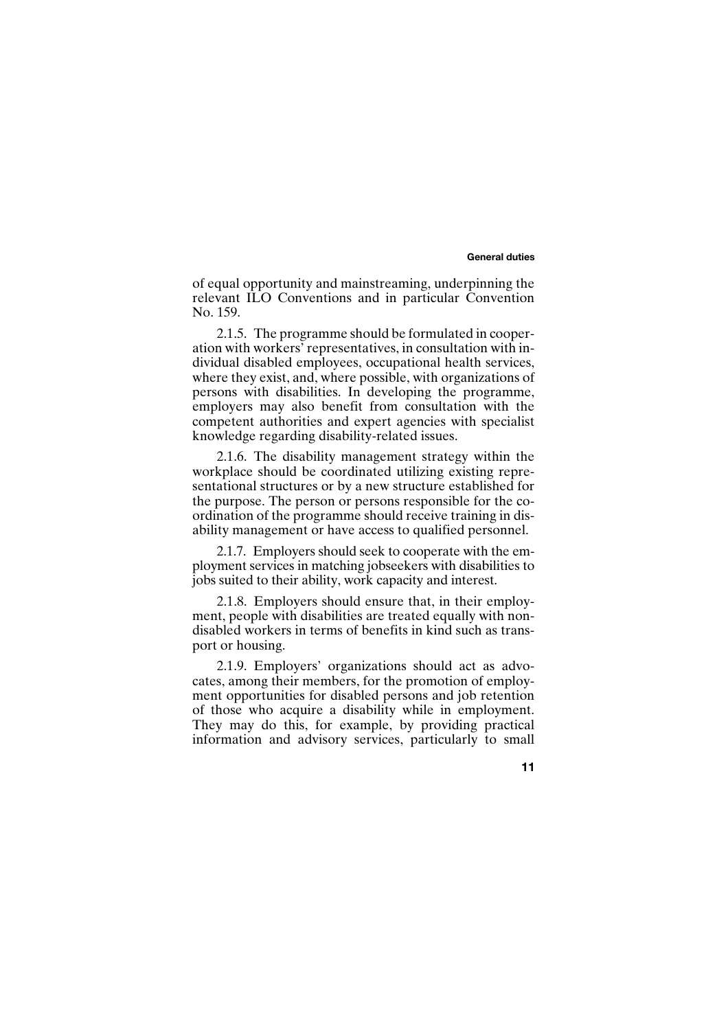of equal opportunity and mainstreaming, underpinning the relevant ILO Conventions and in particular Convention No. 159.

2.1.5. The programme should be formulated in cooperation with workers' representatives, in consultation with individual disabled employees, occupational health services, where they exist, and, where possible, with organizations of persons with disabilities. In developing the programme, employers may also benefit from consultation with the competent authorities and expert agencies with specialist knowledge regarding disability-related issues.

2.1.6. The disability management strategy within the workplace should be coordinated utilizing existing representational structures or by a new structure established for the purpose. The person or persons responsible for the coordination of the programme should receive training in disability management or have access to qualified personnel.

2.1.7. Employers should seek to cooperate with the employment services in matching jobseekers with disabilities to jobs suited to their ability, work capacity and interest.

2.1.8. Employers should ensure that, in their employment, people with disabilities are treated equally with non-disabled workers in terms of benefits in kind such as transport or housing.

2.1.9. Employers' organizations should act as advocates, among their members, for the promotion of employment opportunities for disabled persons and job retention of those who acquire a disability while in employment. They may do this, for example, by providing practical information and advisory services, particularly to small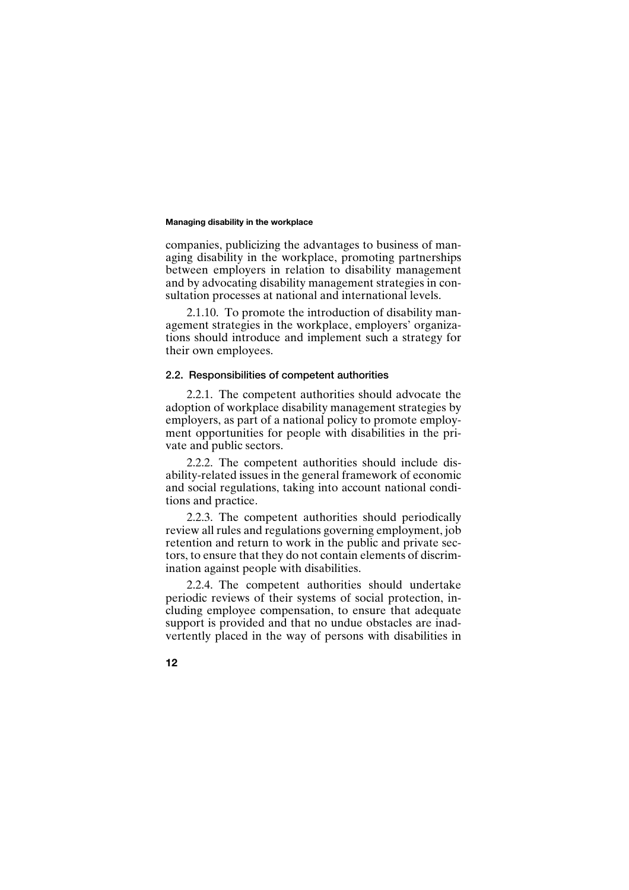companies, publicizing the advantages to business of managing disability in the workplace, promoting partnerships between employers in relation to disability management and by advocating disability management strategies in consultation processes at national and international levels.

2.1.10. To promote the introduction of disability management strategies in the workplace, employers' organizations should introduce and implement such a strategy for their own employees.

### 2.2. Responsibilities of competent authorities

2.2.1. The competent authorities should advocate the adoption of workplace disability management strategies by employers, as part of a national policy to promote employment opportunities for people with disabilities in the private and public sectors.

2.2.2. The competent authorities should include disability-related issues in the general framework of economic and social regulations, taking into account national conditions and practice.

2.2.3. The competent authorities should periodically review all rules and regulations governing employment, job retention and return to work in the public and private sectors, to ensure that they do not contain elements of discrimination against people with disabilities.

2.2.4. The competent authorities should undertake periodic reviews of their systems of social protection, including employee compensation, to ensure that adequate support is provided and that no undue obstacles are inadvertently placed in the way of persons with disabilities in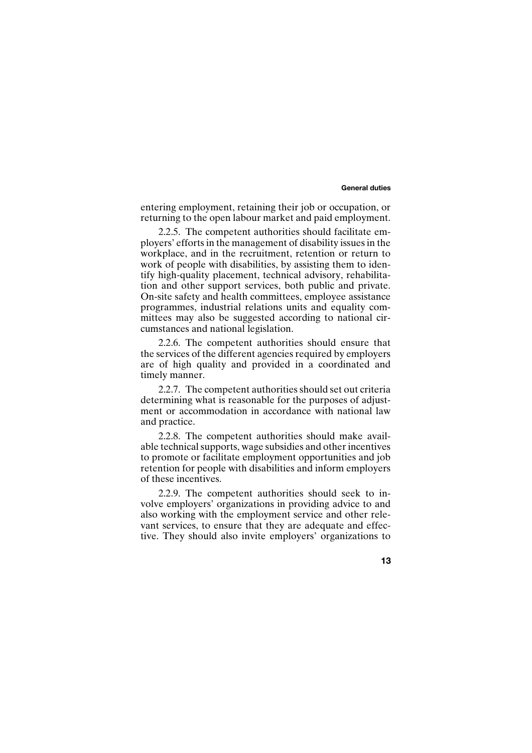entering employment, retaining their job or occupation, or returning to the open labour market and paid employment.

2.2.5. The competent authorities should facilitate employers' efforts in the management of disability issues in the workplace, and in the recruitment, retention or return to work of people with disabilities, by assisting them to identify high-quality placement, technical advisory, rehabilitation and other support services, both public and private. On-site safety and health committees, employee assistance programmes, industrial relations units and equality committees may also be suggested according to national circumstances and national legislation.

2.2.6. The competent authorities should ensure that the services of the different agencies required by employers are of high quality and provided in a coordinated and timely manner.

2.2.7. The competent authorities should set out criteria determining what is reasonable for the purposes of adjustment or accommodation in accordance with national law and practice.

2.2.8. The competent authorities should make available technical supports, wage subsidies and other incentives to promote or facilitate employment opportunities and job retention for people with disabilities and inform employers of these incentives.

2.2.9. The competent authorities should seek to involve employers' organizations in providing advice to and also working with the employment service and other relevant services, to ensure that they are adequate and effective. They should also invite employers' organizations to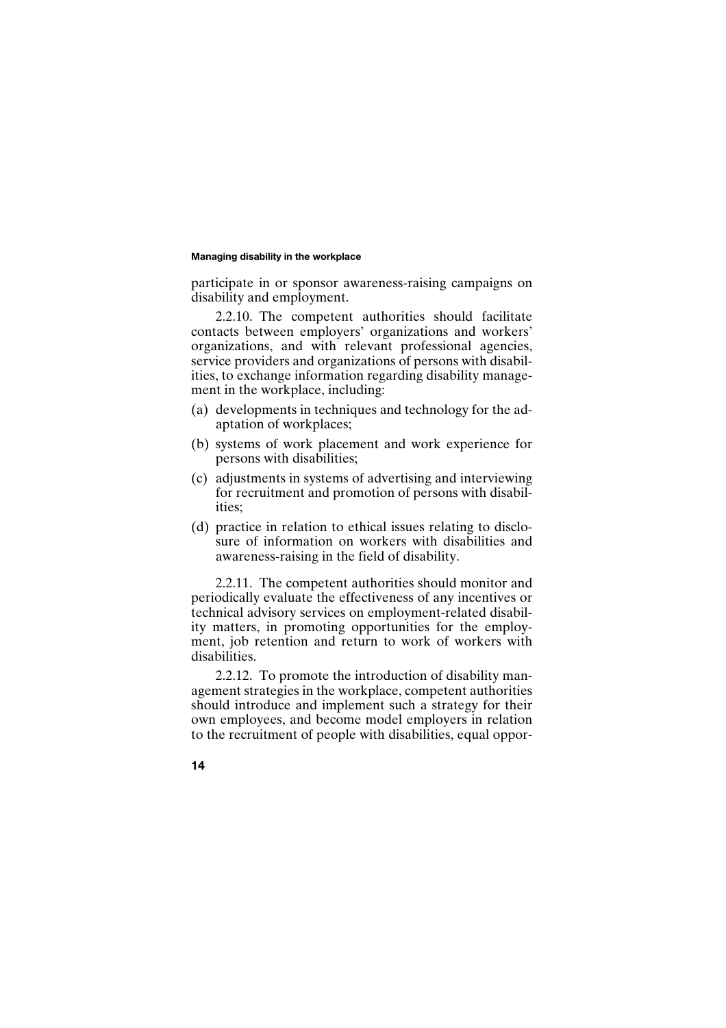participate in or sponsor awareness-raising campaigns on disability and employment.

2.2.10. The competent authorities should facilitate contacts between employers' organizations and workers' organizations, and with relevant professional agencies, service providers and organizations of persons with disabilities, to exchange information regarding disability management in the workplace, including:

(a) developments in techniques and technology for the adaptation of workplaces;

(b) systems of work placement and work experience for persons with disabilities;

(c) adjustments in systems of advertising and interviewing for recruitment and promotion of persons with disabilities;

(d) practice in relation to ethical issues relating to disclosure of information on workers with disabilities and awareness-raising in the field of disability.

2.2.11. The competent authorities should monitor and periodically evaluate the effectiveness of any incentives or technical advisory services on employment-related disability matters, in promoting opportunities for the employment, job retention and return to work of workers with disabilities.

2.2.12. To promote the introduction of disability management strategies in the workplace, competent authorities should introduce and implement such a strategy for their own employees, and become model employers in relation to the recruitment of people with disabilities, equal oppor-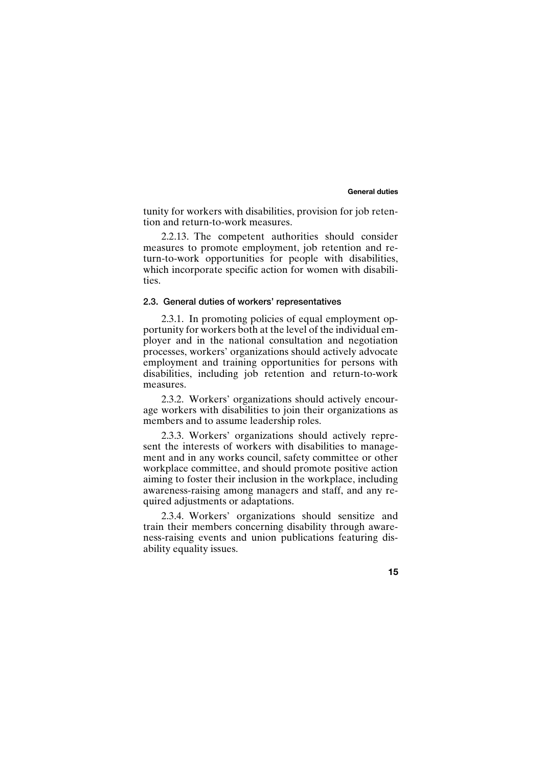tunity for workers with disabilities, provision for job retention and return-to-work measures.

2.2.13. The competent authorities should consider measures to promote employment, job retention and return-to-work opportunities for people with disabilities, which incorporate specific action for women with disabilities.

### 2.3. General duties of workers' representatives

2.3.1. In promoting policies of equal employment opportunity for workers both at the level of the individual employer and in the national consultation and negotiation processes, workers' organizations should actively advocate employment and training opportunities for persons with disabilities, including job retention and return-to-work measures.

2.3.2. Workers' organizations should actively encourage workers with disabilities to join their organizations as members and to assume leadership roles.

2.3.3. Workers' organizations should actively represent the interests of workers with disabilities to management and in any works council, safety committee or other workplace committee, and should promote positive action aiming to foster their inclusion in the workplace, including awareness-raising among managers and staff, and any required adjustments or adaptations.

2.3.4. Workers' organizations should sensitize and train their members concerning disability through awareness-raising events and union publications featuring disability equality issues.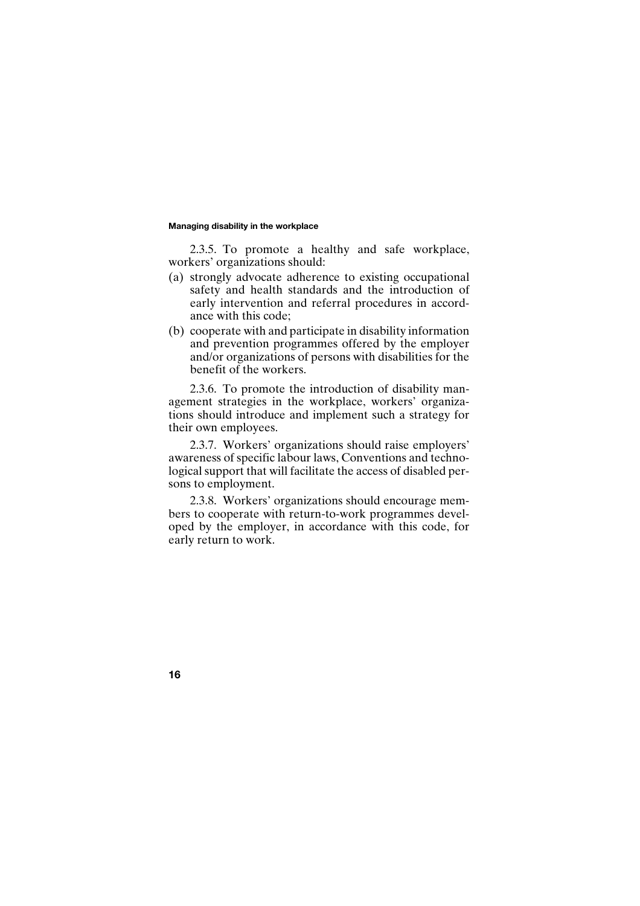2.3.5. To promote a healthy and safe workplace, workers' organizations should:

(a) strongly advocate adherence to existing occupational safety and health standards and the introduction of early intervention and referral procedures in accordance with this code;

(b) cooperate with and participate in disability information and prevention programmes offered by the employer and/or organizations of persons with disabilities for the benefit of the workers.

2.3.6. To promote the introduction of disability management strategies in the workplace, workers' organizations should introduce and implement such a strategy for their own employees.

2.3.7. Workers' organizations should raise employers' awareness of specific labour laws, Conventions and technological support that will facilitate the access of disabled persons to employment.

2.3.8. Workers' organizations should encourage members to cooperate with return-to-work programmes developed by the employer, in accordance with this code, for early return to work.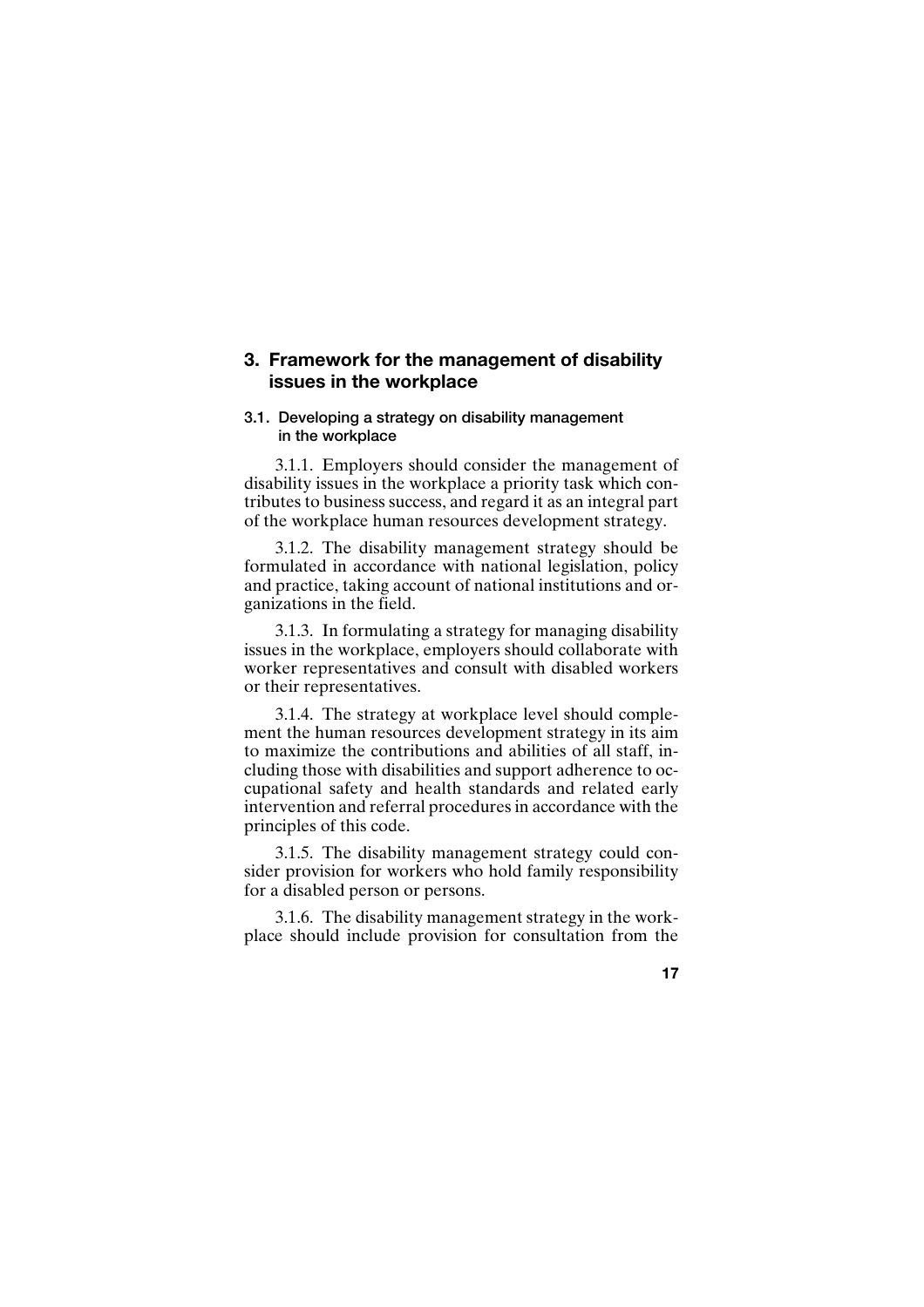## 3. Framework for the management of disability issues in the workplace

### 3.1. Developing a strategy on disability management in the workplace

3.1.1. Employers should consider the management of disability issues in the workplace a priority task which contributes to business success, and regard it as an integral part of the workplace human resources development strategy.

3.1.2. The disability management strategy should be formulated in accordance with national legislation, policy and practice, taking account of national institutions and organizations in the field.

3.1.3. In formulating a strategy for managing disability issues in the workplace, employers should collaborate with worker representatives and consult with disabled workers or their representatives.

3.1.4. The strategy at workplace level should complement the human resources development strategy in its aim to maximize the contributions and abilities of all staff, including those with disabilities and support adherence to occupational safety and health standards and related early intervention and referral procedures in accordance with the principles of this code.

3.1.5. The disability management strategy could consider provision for workers who hold family responsibility for a disabled person or persons.

3.1.6. The disability management strategy in the workplace should include provision for consultation from the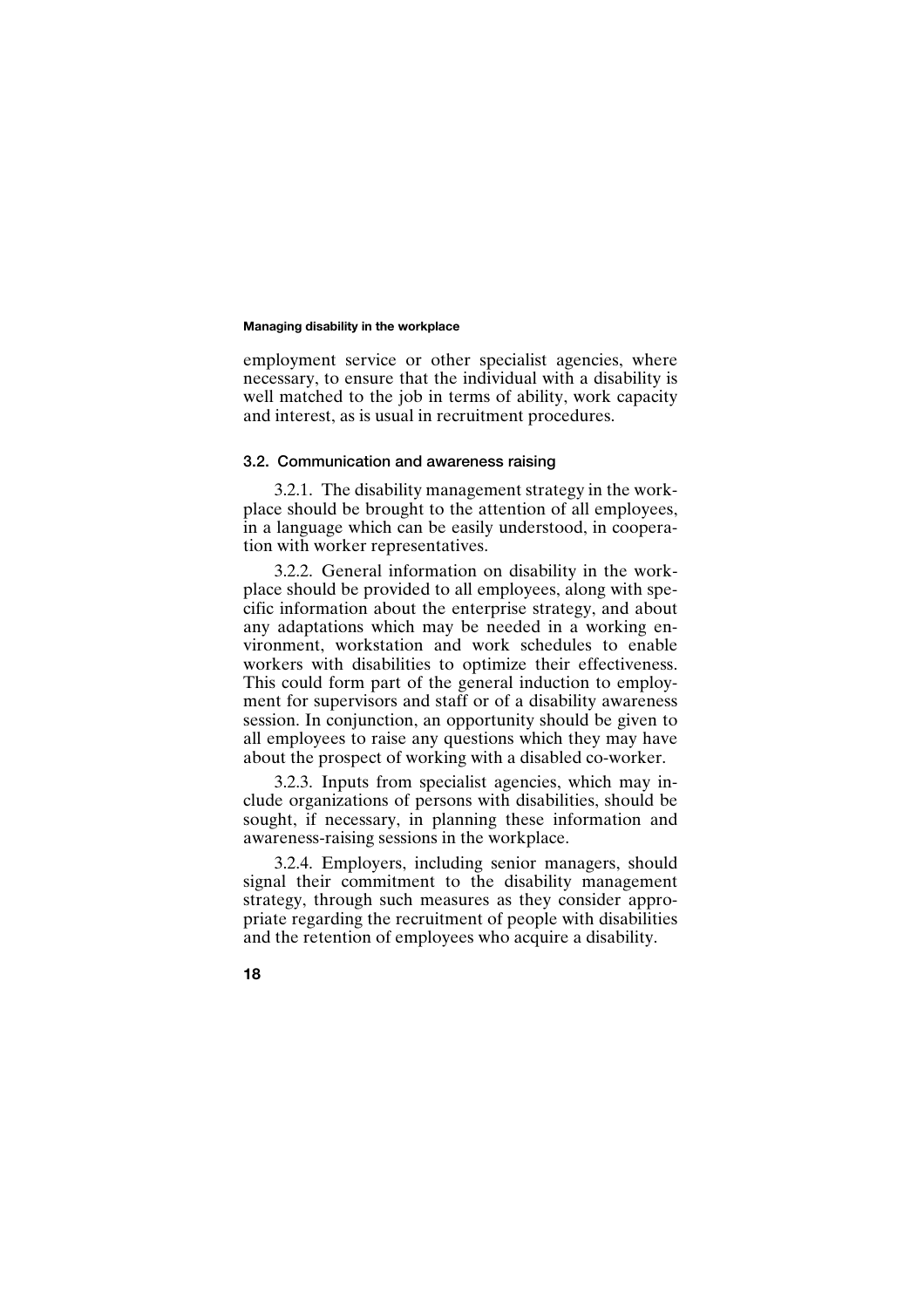employment service or other specialist agencies, where necessary, to ensure that the individual with a disability is well matched to the job in terms of ability, work capacity and interest, as is usual in recruitment procedures.

### 3.2. Communication and awareness raising

3.2.1. The disability management strategy in the workplace should be brought to the attention of all employees, in a language which can be easily understood, in cooperation with worker representatives.

3.2.2. General information on disability in the workplace should be provided to all employees, along with specific information about the enterprise strategy, and about any adaptations which may be needed in a working environment, workstation and work schedules to enable workers with disabilities to optimize their effectiveness. This could form part of the general induction to employment for supervisors and staff or of a disability awareness session. In conjunction, an opportunity should be given to all employees to raise any questions which they may have about the prospect of working with a disabled co-worker.

3.2.3. Inputs from specialist agencies, which may include organizations of persons with disabilities, should be sought, if necessary, in planning these information and awareness-raising sessions in the workplace.

3.2.4. Employers, including senior managers, should signal their commitment to the disability management strategy, through such measures as they consider appropriate regarding the recruitment of people with disabilities and the retention of employees who acquire a disability.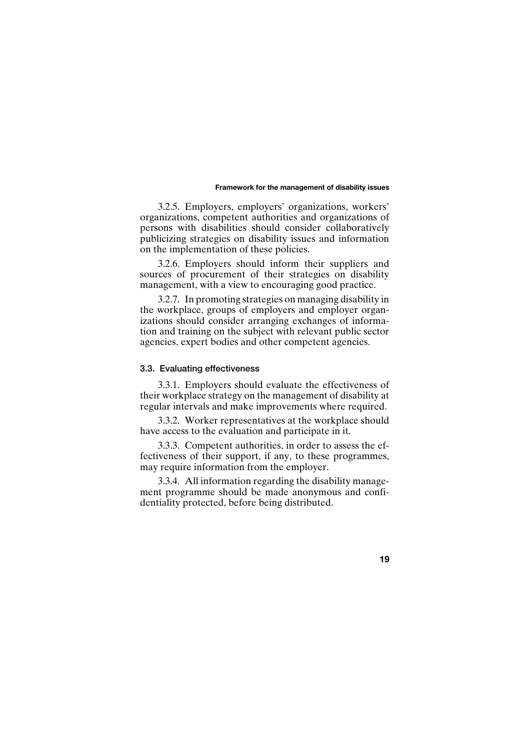3.2.5. Employers, employers' organizations, workers' organizations, competent authorities and organizations of persons with disabilities should consider collaboratively publicizing strategies on disability issues and information on the implementation of these policies.

3.2.6. Employers should inform their suppliers and sources of procurement of their strategies on disability management, with a view to encouraging good practice.

3.2.7. In promoting strategies on managing disability in the workplace, groups of employers and employer organizations should consider arranging exchanges of information and training on the subject with relevant public sector agencies, expert bodies and other competent agencies.

### 3.3. Evaluating effectiveness

3.3.1. Employers should evaluate the effectiveness of their workplace strategy on the management of disability at regular intervals and make improvements where required.

3.3.2. Worker representatives at the workplace should have access to the evaluation and participate in it.

3.3.3. Competent authorities, in order to assess the effectiveness of their support, if any, to these programmes, may require information from the employer.

3.3.4. All information regarding the disability management programme should be made anonymous and confidentiality protected, before being distributed.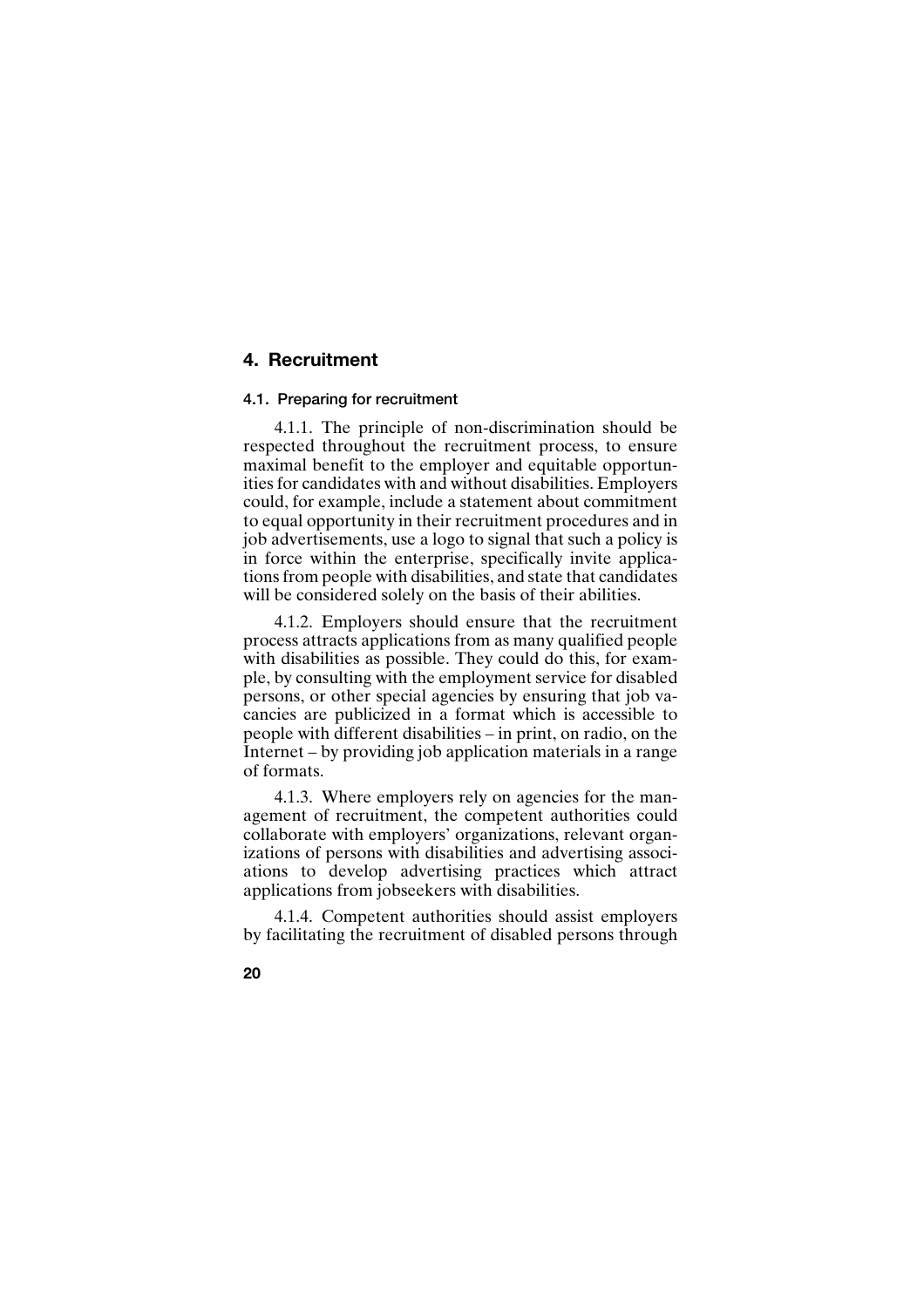## 4. Recruitment

### 4.1. Preparing for recruitment

4.1.1. The principle of non-discrimination should be respected throughout the recruitment process, to ensure maximal benefit to the employer and equitable opportunities for candidates with and without disabilities. Employers could, for example, include a statement about commitment to equal opportunity in their recruitment procedures and in job advertisements, use a logo to signal that such a policy is in force within the enterprise, specifically invite applications from people with disabilities, and state that candidates will be considered solely on the basis of their abilities.

4.1.2. Employers should ensure that the recruitment process attracts applications from as many qualified people with disabilities as possible. They could do this, for example, by consulting with the employment service for disabled persons, or other special agencies by ensuring that job vacancies are publicized in a format which is accessible to people with different disabilities – in print, on radio, on the Internet – by providing job application materials in a range of formats.

4.1.3. Where employers rely on agencies for the management of recruitment, the competent authorities could collaborate with employers' organizations, relevant organizations of persons with disabilities and advertising associations to develop advertising practices which attract applications from jobseekers with disabilities.

4.1.4. Competent authorities should assist employers by facilitating the recruitment of disabled persons through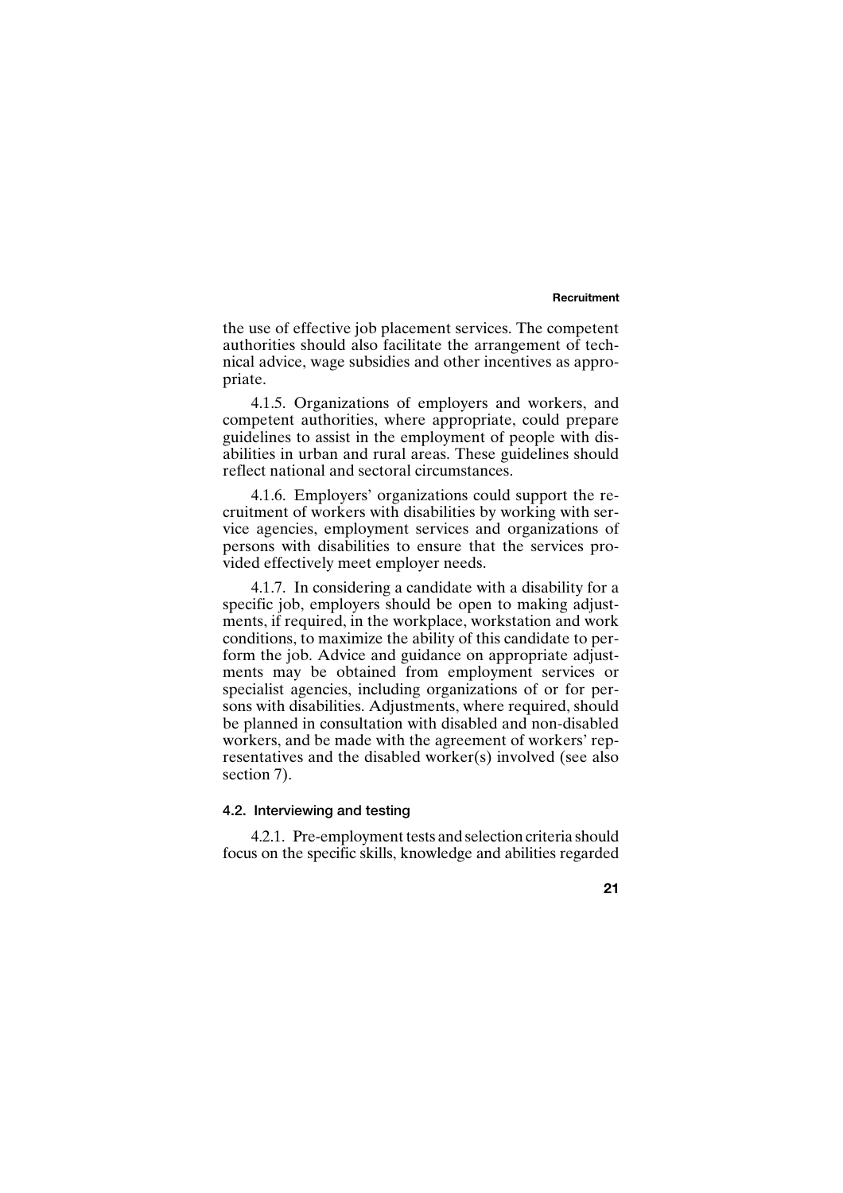the use of effective job placement services. The competent authorities should also facilitate the arrangement of technical advice, wage subsidies and other incentives as appropriate.

4.1.5. Organizations of employers and workers, and competent authorities, where appropriate, could prepare guidelines to assist in the employment of people with disabilities in urban and rural areas. These guidelines should reflect national and sectoral circumstances.

4.1.6. Employers' organizations could support the recruitment of workers with disabilities by working with service agencies, employment services and organizations of persons with disabilities to ensure that the services provided effectively meet employer needs.

4.1.7. In considering a candidate with a disability for a specific job, employers should be open to making adjustments, if required, in the workplace, workstation and work conditions, to maximize the ability of this candidate to perform the job. Advice and guidance on appropriate adjustments may be obtained from employment services or specialist agencies, including organizations of or for persons with disabilities. Adjustments, where required, should be planned in consultation with disabled and non-disabled workers, and be made with the agreement of workers' representatives and the disabled worker(s) involved (see also section 7).

### 4.2. Interviewing and testing

4.2.1. Pre-employment tests and selection criteria should focus on the specific skills, knowledge and abilities regarded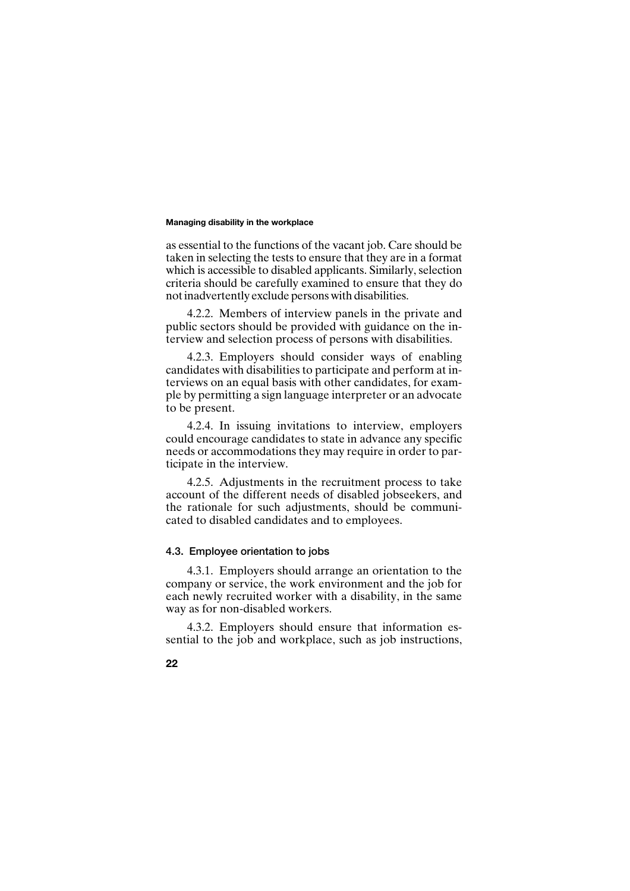as essential to the functions of the vacant job. Care should be taken in selecting the tests to ensure that they are in a format which is accessible to disabled applicants. Similarly, selection criteria should be carefully examined to ensure that they do not inadvertently exclude persons with disabilities.

4.2.2. Members of interview panels in the private and public sectors should be provided with guidance on the interview and selection process of persons with disabilities.

4.2.3. Employers should consider ways of enabling candidates with disabilities to participate and perform at interviews on an equal basis with other candidates, for example by permitting a sign language interpreter or an advocate to be present.

4.2.4. In issuing invitations to interview, employers could encourage candidates to state in advance any specific needs or accommodations they may require in order to participate in the interview.

4.2.5. Adjustments in the recruitment process to take account of the different needs of disabled jobseekers, and the rationale for such adjustments, should be communicated to disabled candidates and to employees.

### 4.3. Employee orientation to jobs

4.3.1. Employers should arrange an orientation to the company or service, the work environment and the job for each newly recruited worker with a disability, in the same way as for non-disabled workers.

4.3.2. Employers should ensure that information essential to the job and workplace, such as job instructions,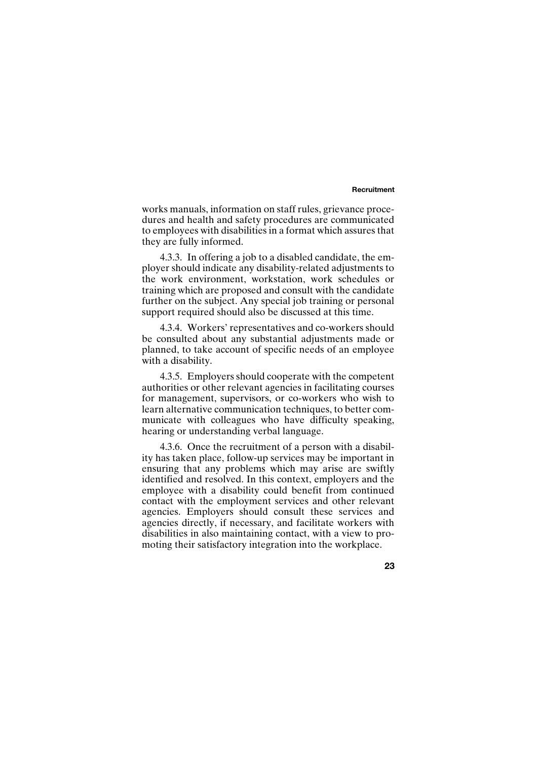works manuals, information on staff rules, grievance procedures and health and safety procedures are communicated to employees with disabilities in a format which assures that they are fully informed.

4.3.3. In offering a job to a disabled candidate, the employer should indicate any disability-related adjustments to the work environment, workstation, work schedules or training which are proposed and consult with the candidate further on the subject. Any special job training or personal support required should also be discussed at this time.

4.3.4. Workers' representatives and co-workers should be consulted about any substantial adjustments made or planned, to take account of specific needs of an employee with a disability.

4.3.5. Employers should cooperate with the competent authorities or other relevant agencies in facilitating courses for management, supervisors, or co-workers who wish to learn alternative communication techniques, to better communicate with colleagues who have difficulty speaking, hearing or understanding verbal language.

4.3.6. Once the recruitment of a person with a disability has taken place, follow-up services may be important in ensuring that any problems which may arise are swiftly identified and resolved. In this context, employers and the employee with a disability could benefit from continued contact with the employment services and other relevant agencies. Employers should consult these services and agencies directly, if necessary, and facilitate workers with disabilities in also maintaining contact, with a view to promoting their satisfactory integration into the workplace.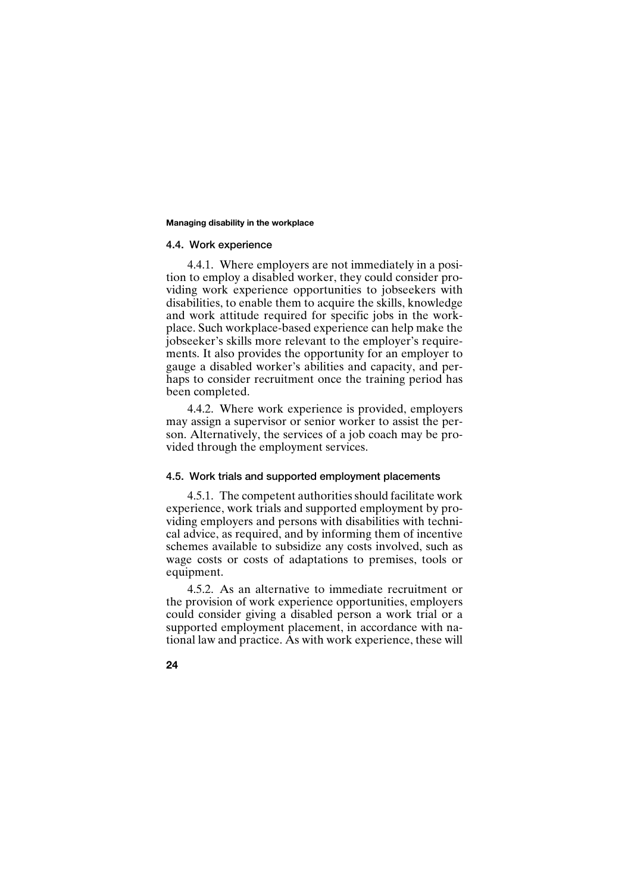## 4.4. Work experience

4.4.1. Where employers are not immediately in a position to employ a disabled worker, they could consider providing work experience opportunities to jobseekers with disabilities, to enable them to acquire the skills, knowledge and work attitude required for specific jobs in the workplace. Such workplace-based experience can help make the jobseeker's skills more relevant to the employer's requirements. It also provides the opportunity for an employer to gauge a disabled worker's abilities and capacity, and perhaps to consider recruitment once the training period has been completed.

4.4.2. Where work experience is provided, employers may assign a supervisor or senior worker to assist the person. Alternatively, the services of a job coach may be provided through the employment services.

## 4.5. Work trials and supported employment placements

4.5.1. The competent authorities should facilitate work experience, work trials and supported employment by providing employers and persons with disabilities with technical advice, as required, and by informing them of incentive schemes available to subsidize any costs involved, such as wage costs or costs of adaptations to premises, tools or equipment.

4.5.2. As an alternative to immediate recruitment or the provision of work experience opportunities, employers could consider giving a disabled person a work trial or a supported employment placement, in accordance with national law and practice. As with work experience, these will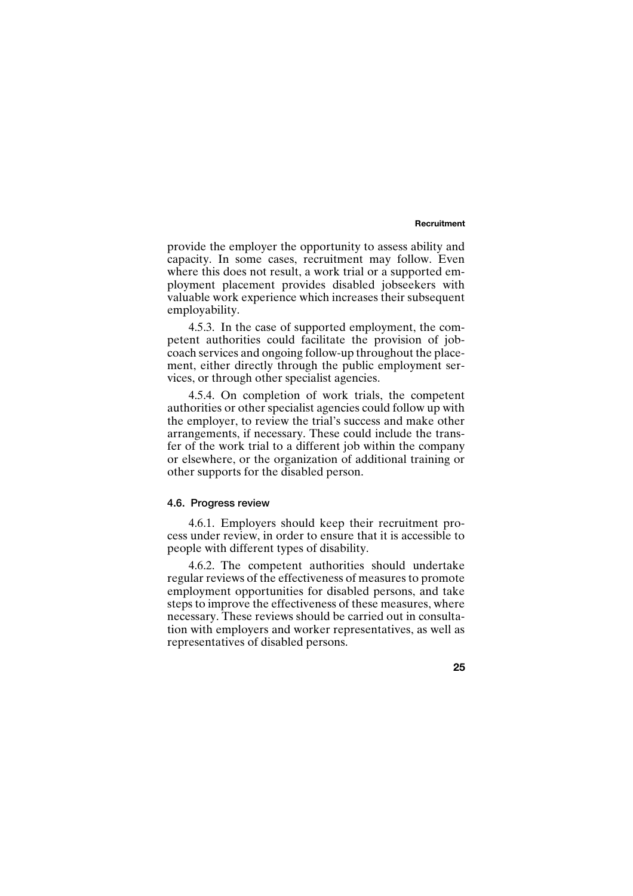provide the employer the opportunity to assess ability and capacity. In some cases, recruitment may follow. Even where this does not result, a work trial or a supported employment placement provides disabled jobseekers with valuable work experience which increases their subsequent employability.

4.5.3. In the case of supported employment, the competent authorities could facilitate the provision of job-coach services and ongoing follow-up throughout the placement, either directly through the public employment services, or through other specialist agencies.

4.5.4. On completion of work trials, the competent authorities or other specialist agencies could follow up with the employer, to review the trial's success and make other arrangements, if necessary. These could include the transfer of the work trial to a different job within the company or elsewhere, or the organization of additional training or other supports for the disabled person.

### 4.6. Progress review

4.6.1. Employers should keep their recruitment process under review, in order to ensure that it is accessible to people with different types of disability.

4.6.2. The competent authorities should undertake regular reviews of the effectiveness of measures to promote employment opportunities for disabled persons, and take steps to improve the effectiveness of these measures, where necessary. These reviews should be carried out in consultation with employers and worker representatives, as well as representatives of disabled persons.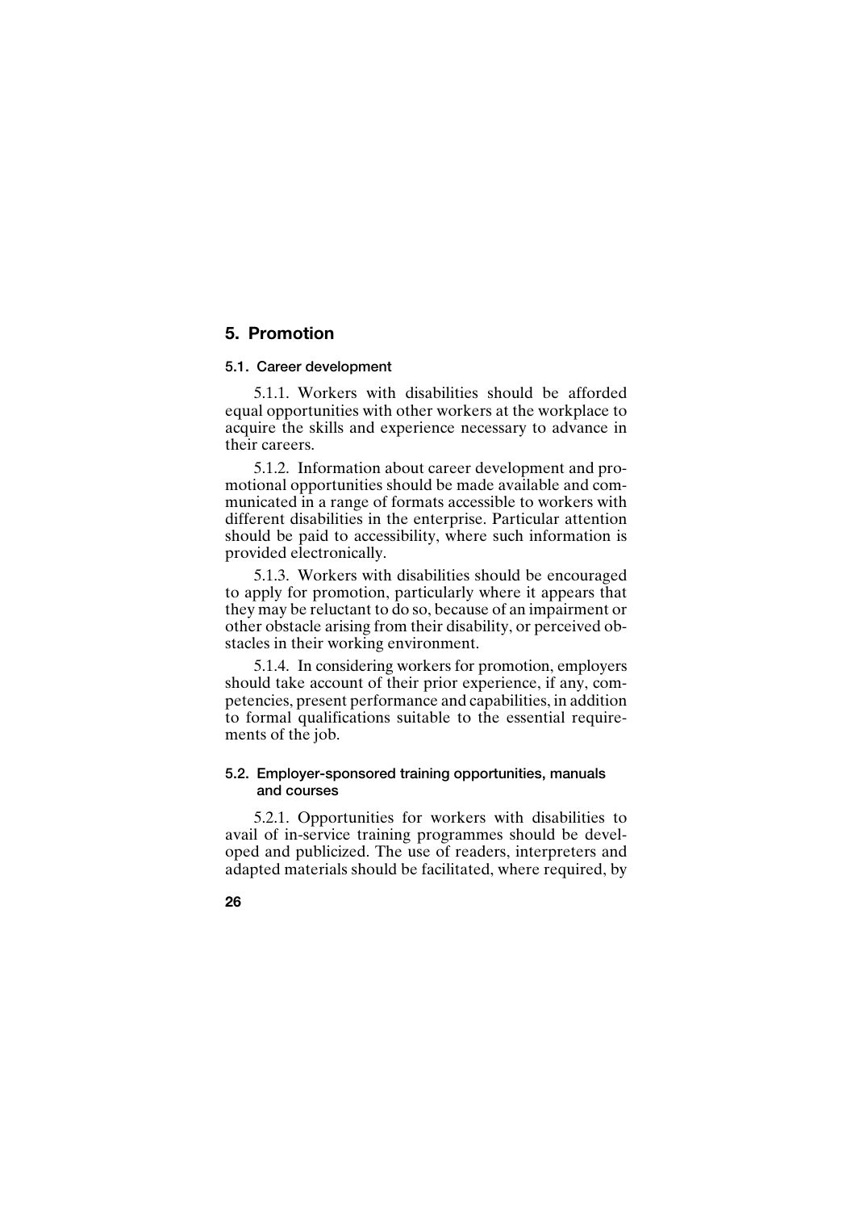## 5. Promotion

### 5.1. Career development

5.1.1. Workers with disabilities should be afforded equal opportunities with other workers at the workplace to acquire the skills and experience necessary to advance in their careers.

5.1.2. Information about career development and promotional opportunities should be made available and communicated in a range of formats accessible to workers with different disabilities in the enterprise. Particular attention should be paid to accessibility, where such information is provided electronically.

5.1.3. Workers with disabilities should be encouraged to apply for promotion, particularly where it appears that they may be reluctant to do so, because of an impairment or other obstacle arising from their disability, or perceived obstacles in their working environment.

5.1.4. In considering workers for promotion, employers should take account of their prior experience, if any, competencies, present performance and capabilities, in addition to formal qualifications suitable to the essential requirements of the job.

### 5.2. Employer-sponsored training opportunities, manuals and courses

5.2.1. Opportunities for workers with disabilities to avail of in-service training programmes should be developed and publicized. The use of readers, interpreters and adapted materials should be facilitated, where required, by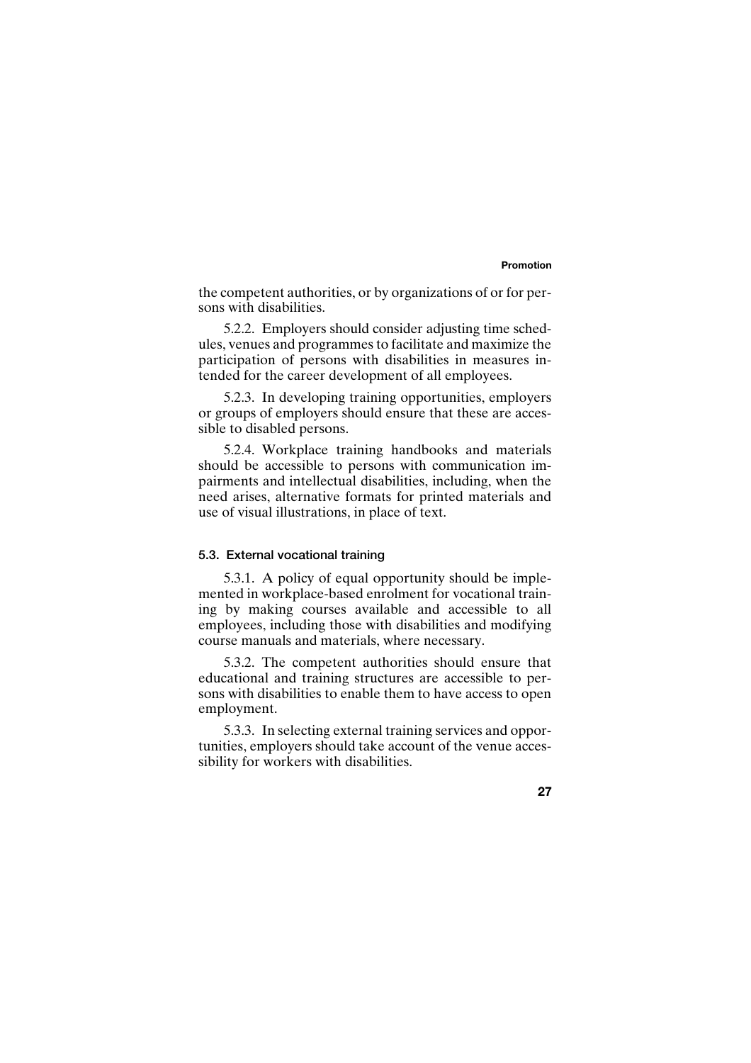the competent authorities, or by organizations of or for persons with disabilities.

5.2.2. Employers should consider adjusting time schedules, venues and programmes to facilitate and maximize the participation of persons with disabilities in measures intended for the career development of all employees.

5.2.3. In developing training opportunities, employers or groups of employers should ensure that these are accessible to disabled persons.

5.2.4. Workplace training handbooks and materials should be accessible to persons with communication impairments and intellectual disabilities, including, when the need arises, alternative formats for printed materials and use of visual illustrations, in place of text.

### 5.3. External vocational training

5.3.1. A policy of equal opportunity should be implemented in workplace-based enrolment for vocational training by making courses available and accessible to all employees, including those with disabilities and modifying course manuals and materials, where necessary.

5.3.2. The competent authorities should ensure that educational and training structures are accessible to persons with disabilities to enable them to have access to open employment.

5.3.3. In selecting external training services and opportunities, employers should take account of the venue accessibility for workers with disabilities.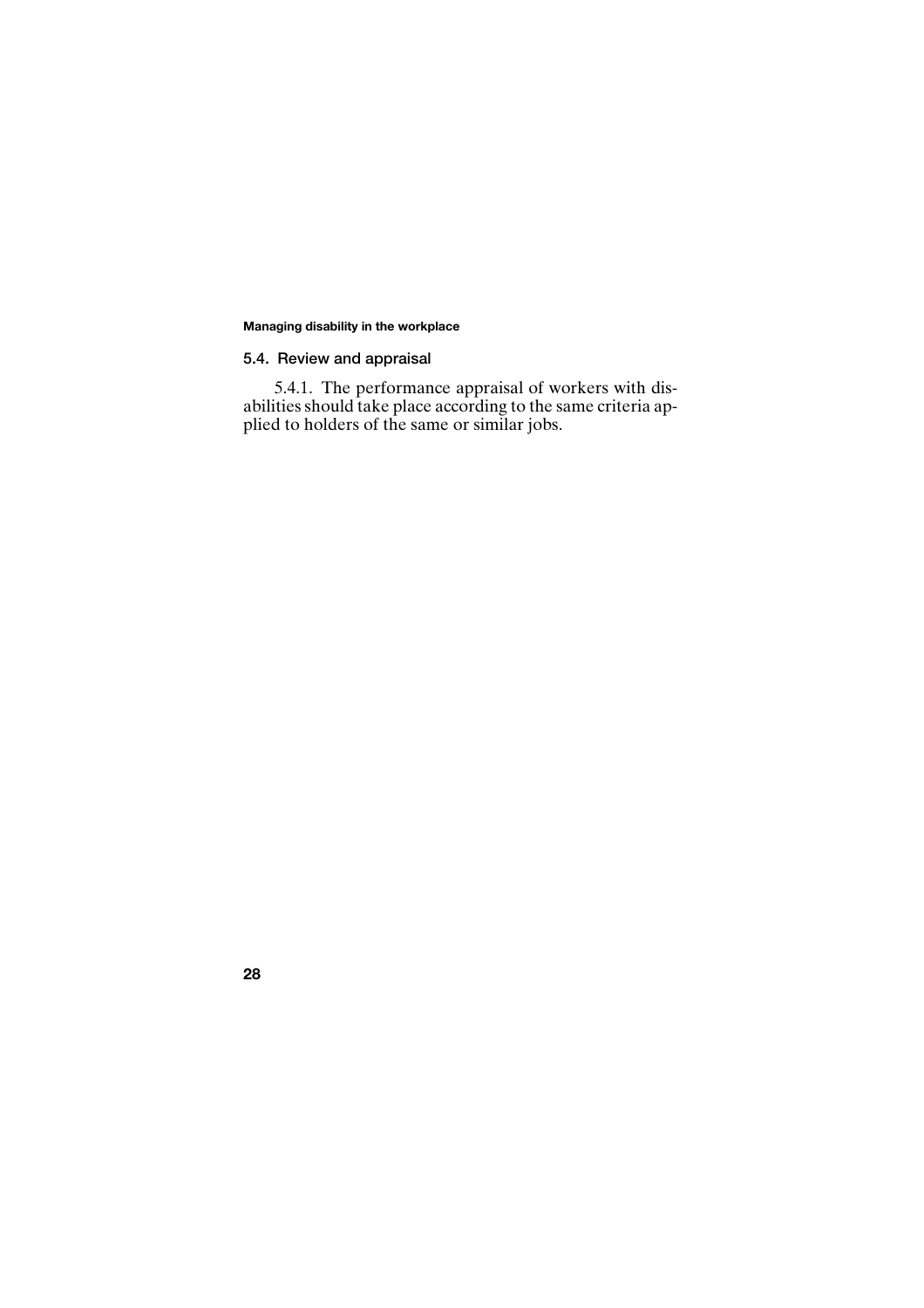## 5.4. Review and appraisal

5.4.1. The performance appraisal of workers with disabilities should take place according to the same criteria applied to holders of the same or similar jobs.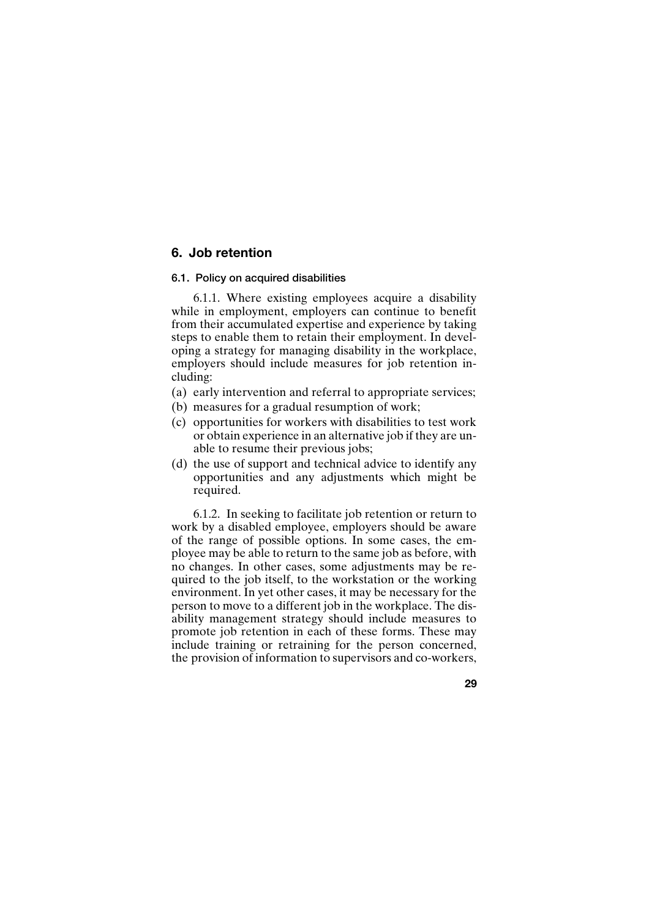## 6. Job retention

### 6.1. Policy on acquired disabilities

6.1.1. Where existing employees acquire a disability while in employment, employers can continue to benefit from their accumulated expertise and experience by taking steps to enable them to retain their employment. In developing a strategy for managing disability in the workplace, employers should include measures for job retention including:

(a) early intervention and referral to appropriate services;
(b) measures for a gradual resumption of work;
(c) opportunities for workers with disabilities to test work or obtain experience in an alternative job if they are unable to resume their previous jobs;
(d) the use of support and technical advice to identify any opportunities and any adjustments which might be required.

6.1.2. In seeking to facilitate job retention or return to work by a disabled employee, employers should be aware of the range of possible options. In some cases, the employee may be able to return to the same job as before, with no changes. In other cases, some adjustments may be required to the job itself, to the workstation or the working environment. In yet other cases, it may be necessary for the person to move to a different job in the workplace. The disability management strategy should include measures to promote job retention in each of these forms. These may include training or retraining for the person concerned, the provision of information to supervisors and co-workers,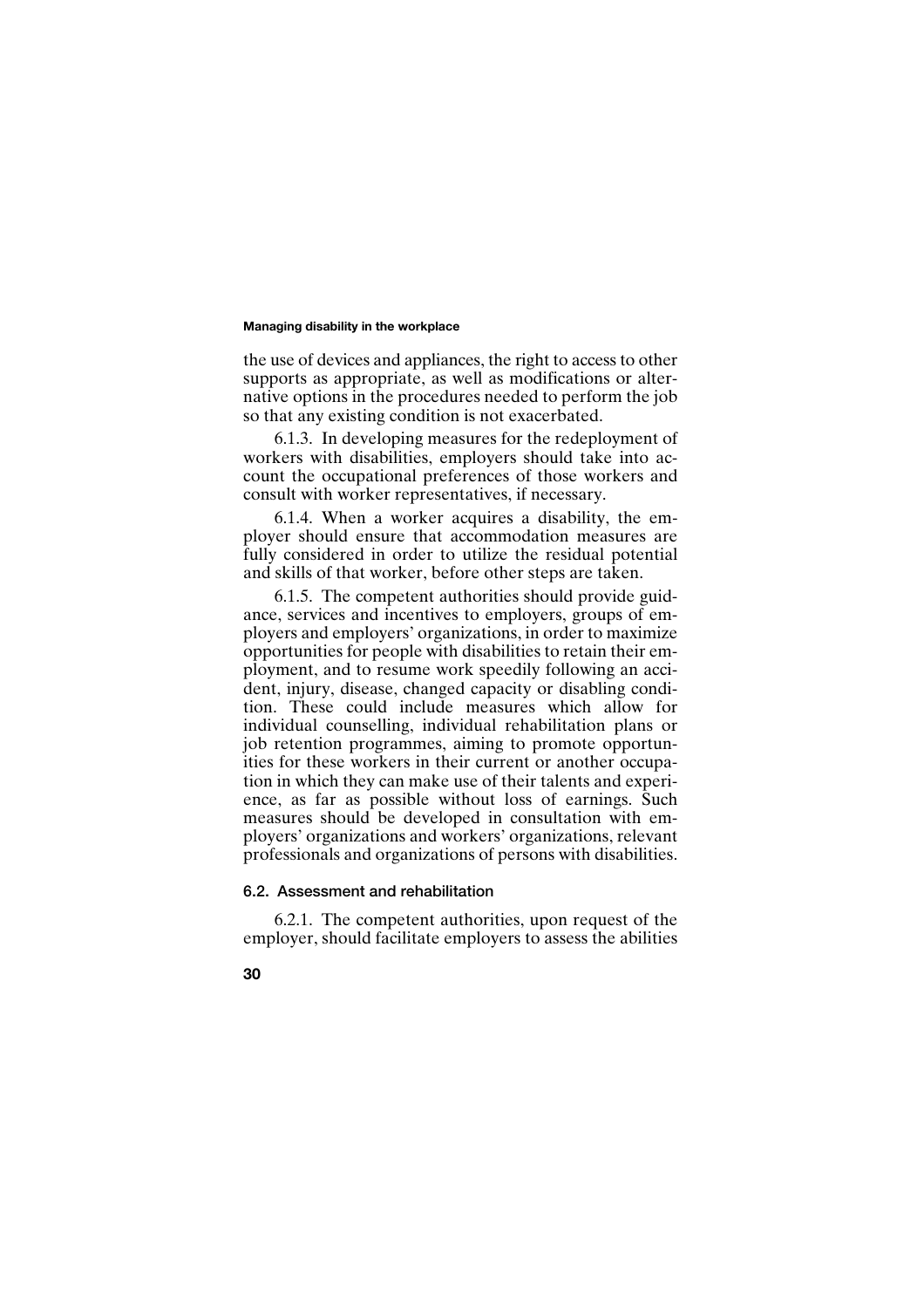the use of devices and appliances, the right to access to other supports as appropriate, as well as modifications or alternative options in the procedures needed to perform the job so that any existing condition is not exacerbated.

6.1.3. In developing measures for the redeployment of workers with disabilities, employers should take into account the occupational preferences of those workers and consult with worker representatives, if necessary.

6.1.4. When a worker acquires a disability, the employer should ensure that accommodation measures are fully considered in order to utilize the residual potential and skills of that worker, before other steps are taken.

6.1.5. The competent authorities should provide guidance, services and incentives to employers, groups of employers and employers' organizations, in order to maximize opportunities for people with disabilities to retain their employment, and to resume work speedily following an accident, injury, disease, changed capacity or disabling condition. These could include measures which allow for individual counselling, individual rehabilitation plans or job retention programmes, aiming to promote opportunities for these workers in their current or another occupation in which they can make use of their talents and experience, as far as possible without loss of earnings. Such measures should be developed in consultation with employers' organizations and workers' organizations, relevant professionals and organizations of persons with disabilities.

### 6.2. Assessment and rehabilitation

6.2.1. The competent authorities, upon request of the employer, should facilitate employers to assess the abilities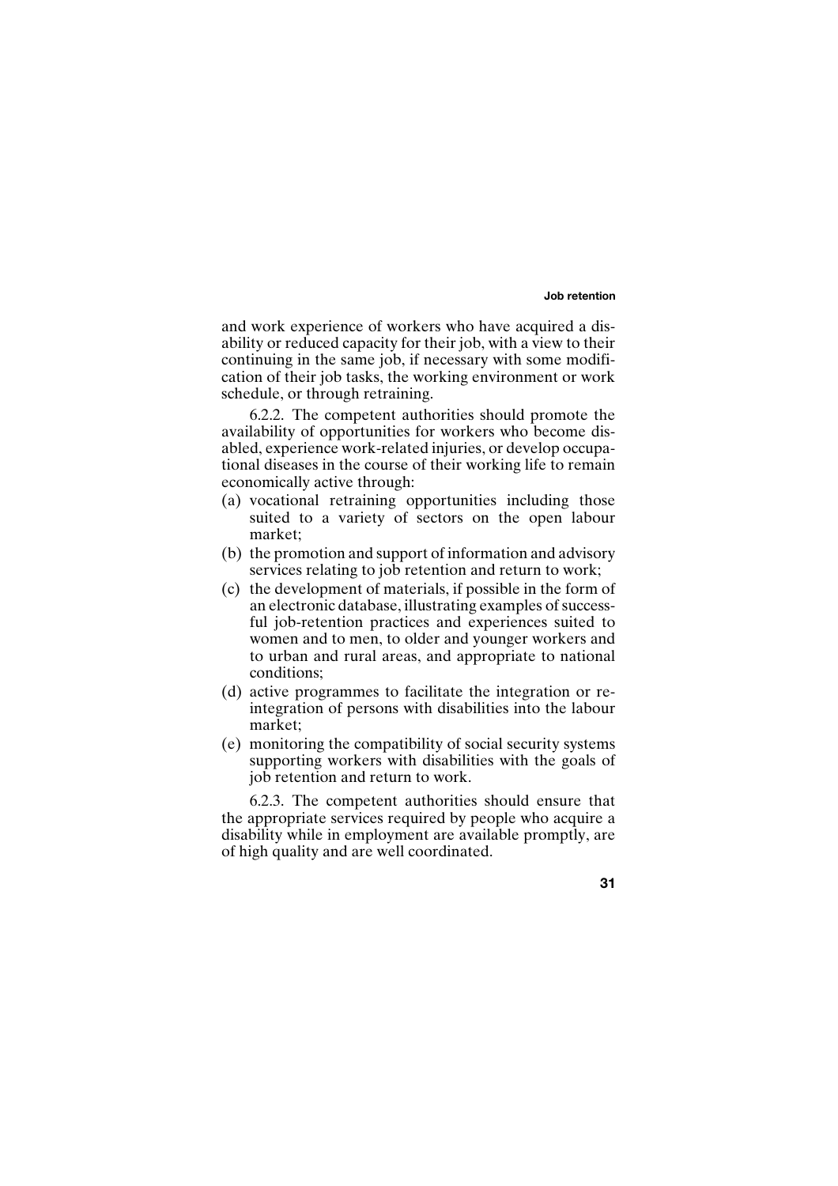and work experience of workers who have acquired a disability or reduced capacity for their job, with a view to their continuing in the same job, if necessary with some modification of their job tasks, the working environment or work schedule, or through retraining.

6.2.2. The competent authorities should promote the availability of opportunities for workers who become disabled, experience work-related injuries, or develop occupational diseases in the course of their working life to remain economically active through:

(a) vocational retraining opportunities including those suited to a variety of sectors on the open labour market;
(b) the promotion and support of information and advisory services relating to job retention and return to work;
(c) the development of materials, if possible in the form of an electronic database, illustrating examples of successful job-retention practices and experiences suited to women and to men, to older and younger workers and to urban and rural areas, and appropriate to national conditions;
(d) active programmes to facilitate the integration or reintegration of persons with disabilities into the labour market;
(e) monitoring the compatibility of social security systems supporting workers with disabilities with the goals of job retention and return to work.

6.2.3. The competent authorities should ensure that the appropriate services required by people who acquire a disability while in employment are available promptly, are of high quality and are well coordinated.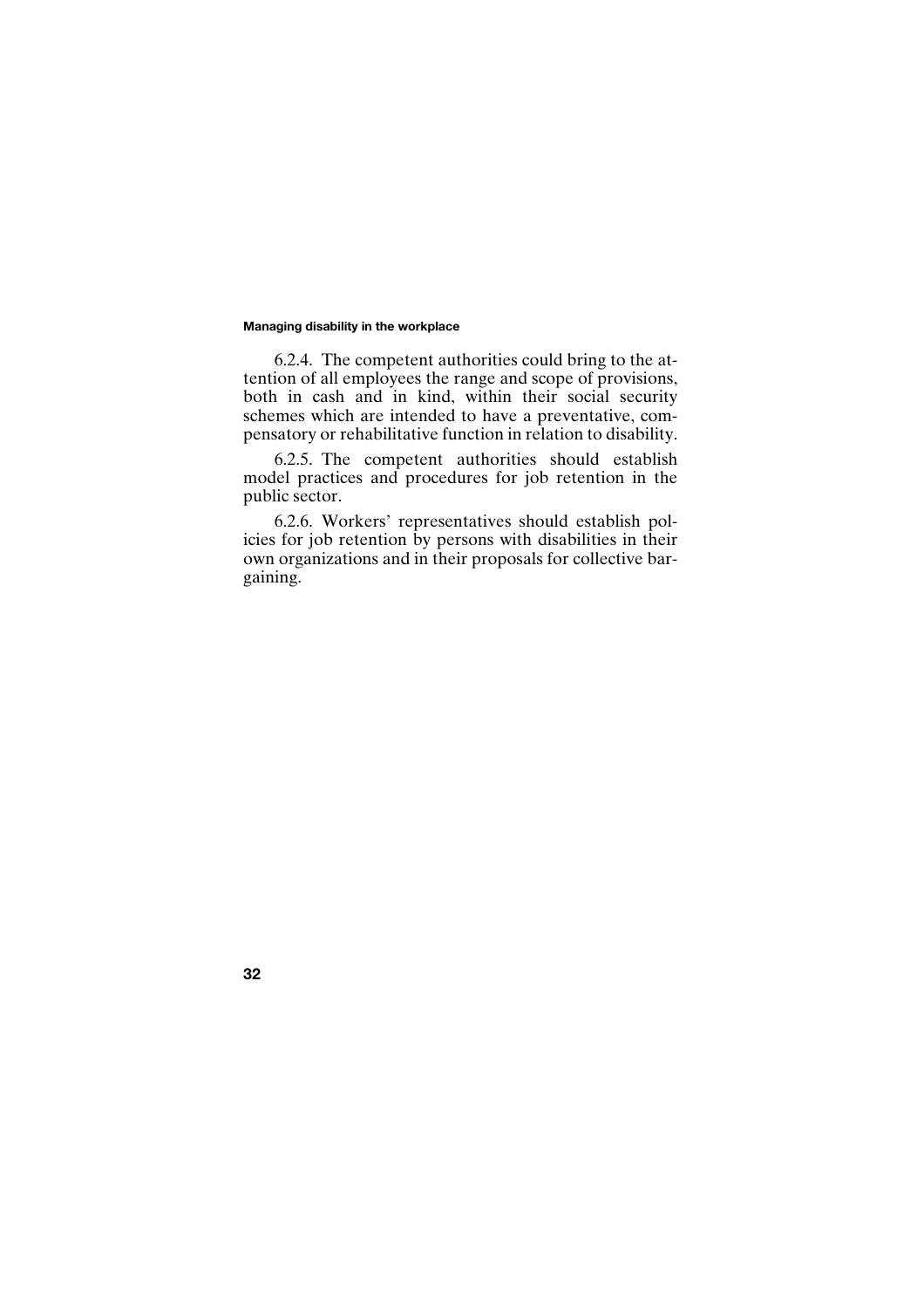6.2.4. The competent authorities could bring to the attention of all employees the range and scope of provisions, both in cash and in kind, within their social security schemes which are intended to have a preventative, compensatory or rehabilitative function in relation to disability.

6.2.5. The competent authorities should establish model practices and procedures for job retention in the public sector.

6.2.6. Workers' representatives should establish policies for job retention by persons with disabilities in their own organizations and in their proposals for collective bargaining.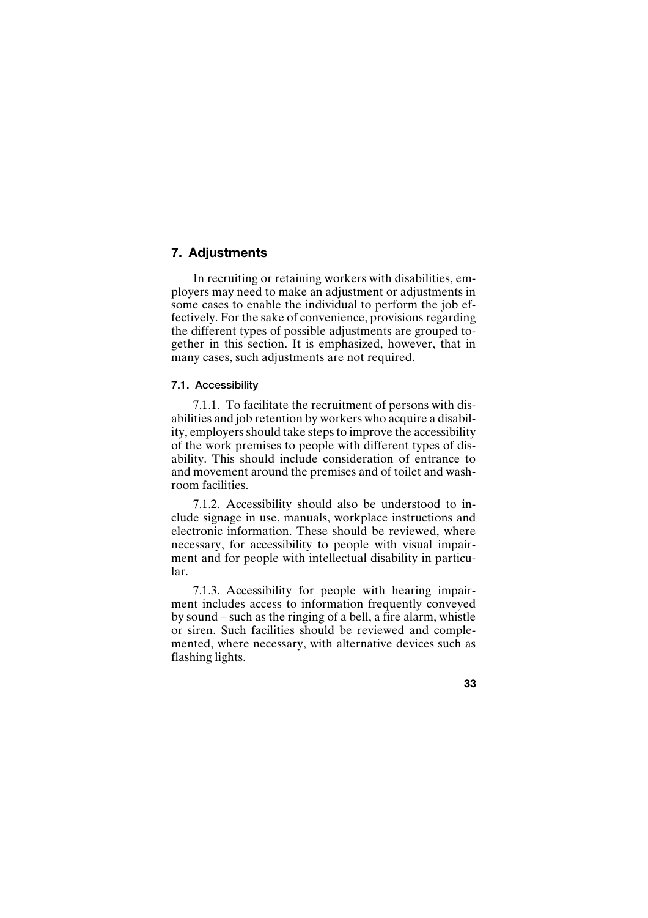## 7. Adjustments

In recruiting or retaining workers with disabilities, employers may need to make an adjustment or adjustments in some cases to enable the individual to perform the job effectively. For the sake of convenience, provisions regarding the different types of possible adjustments are grouped together in this section. It is emphasized, however, that in many cases, such adjustments are not required.

### 7.1. Accessibility

7.1.1. To facilitate the recruitment of persons with disabilities and job retention by workers who acquire a disability, employers should take steps to improve the accessibility of the work premises to people with different types of disability. This should include consideration of entrance to and movement around the premises and of toilet and washroom facilities.

7.1.2. Accessibility should also be understood to include signage in use, manuals, workplace instructions and electronic information. These should be reviewed, where necessary, for accessibility to people with visual impairment and for people with intellectual disability in particular.

7.1.3. Accessibility for people with hearing impairment includes access to information frequently conveyed by sound – such as the ringing of a bell, a fire alarm, whistle or siren. Such facilities should be reviewed and complemented, where necessary, with alternative devices such as flashing lights.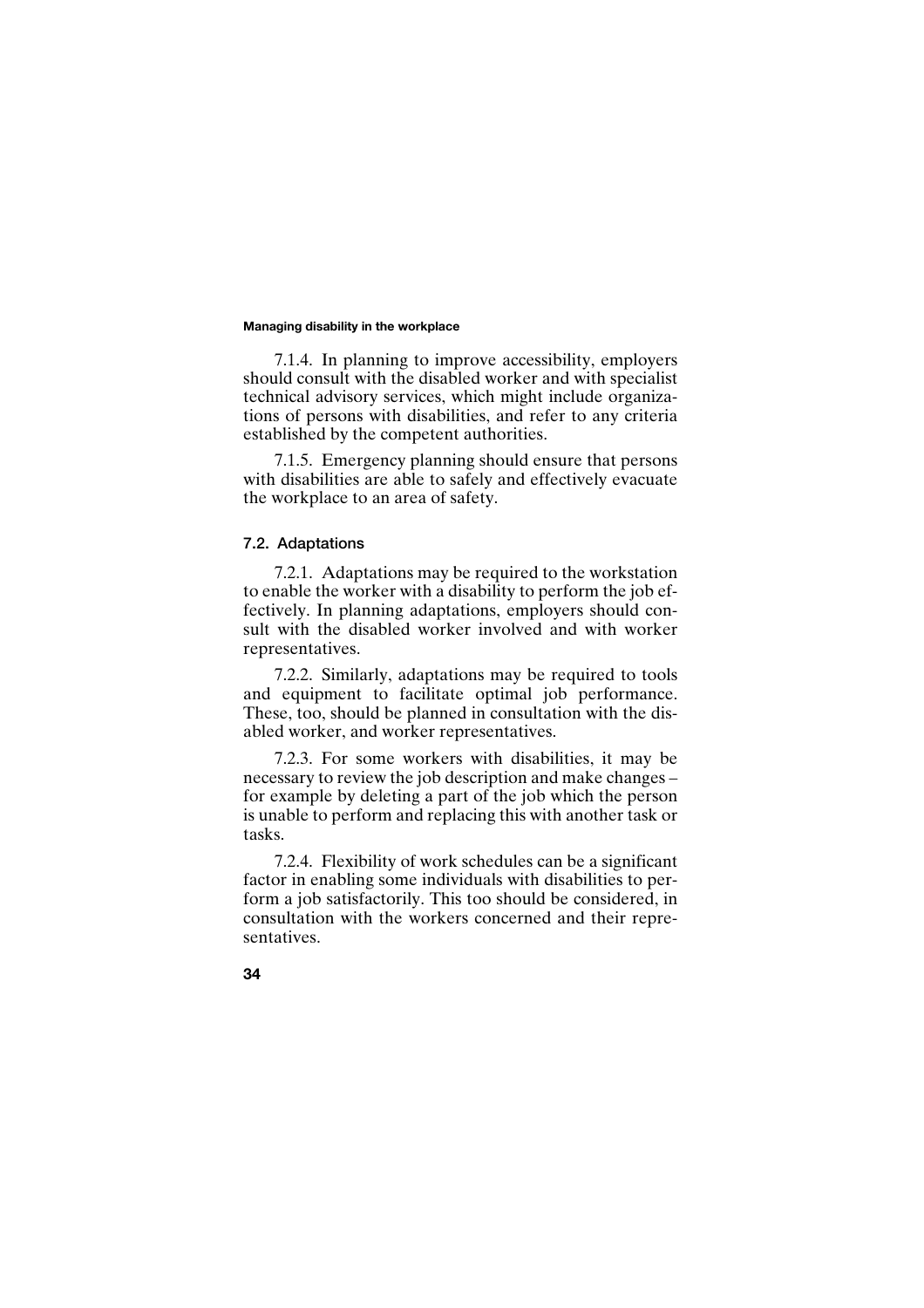7.1.4. In planning to improve accessibility, employers should consult with the disabled worker and with specialist technical advisory services, which might include organizations of persons with disabilities, and refer to any criteria established by the competent authorities.

7.1.5. Emergency planning should ensure that persons with disabilities are able to safely and effectively evacuate the workplace to an area of safety.

### 7.2. Adaptations

7.2.1. Adaptations may be required to the workstation to enable the worker with a disability to perform the job effectively. In planning adaptations, employers should consult with the disabled worker involved and with worker representatives.

7.2.2. Similarly, adaptations may be required to tools and equipment to facilitate optimal job performance. These, too, should be planned in consultation with the disabled worker, and worker representatives.

7.2.3. For some workers with disabilities, it may be necessary to review the job description and make changes – for example by deleting a part of the job which the person is unable to perform and replacing this with another task or tasks.

7.2.4. Flexibility of work schedules can be a significant factor in enabling some individuals with disabilities to perform a job satisfactorily. This too should be considered, in consultation with the workers concerned and their representatives.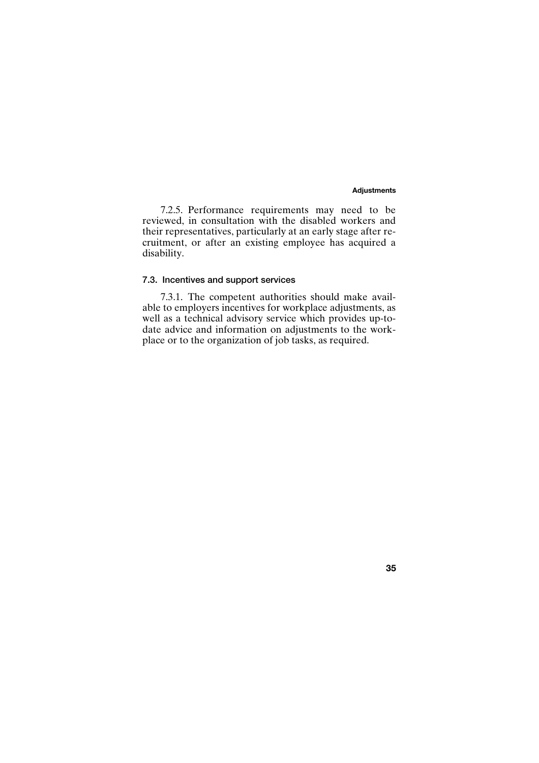7.2.5. Performance requirements may need to be reviewed, in consultation with the disabled workers and their representatives, particularly at an early stage after recruitment, or after an existing employee has acquired a disability.

### 7.3. Incentives and support services

7.3.1. The competent authorities should make available to employers incentives for workplace adjustments, as well as a technical advisory service which provides up-to-date advice and information on adjustments to the workplace or to the organization of job tasks, as required.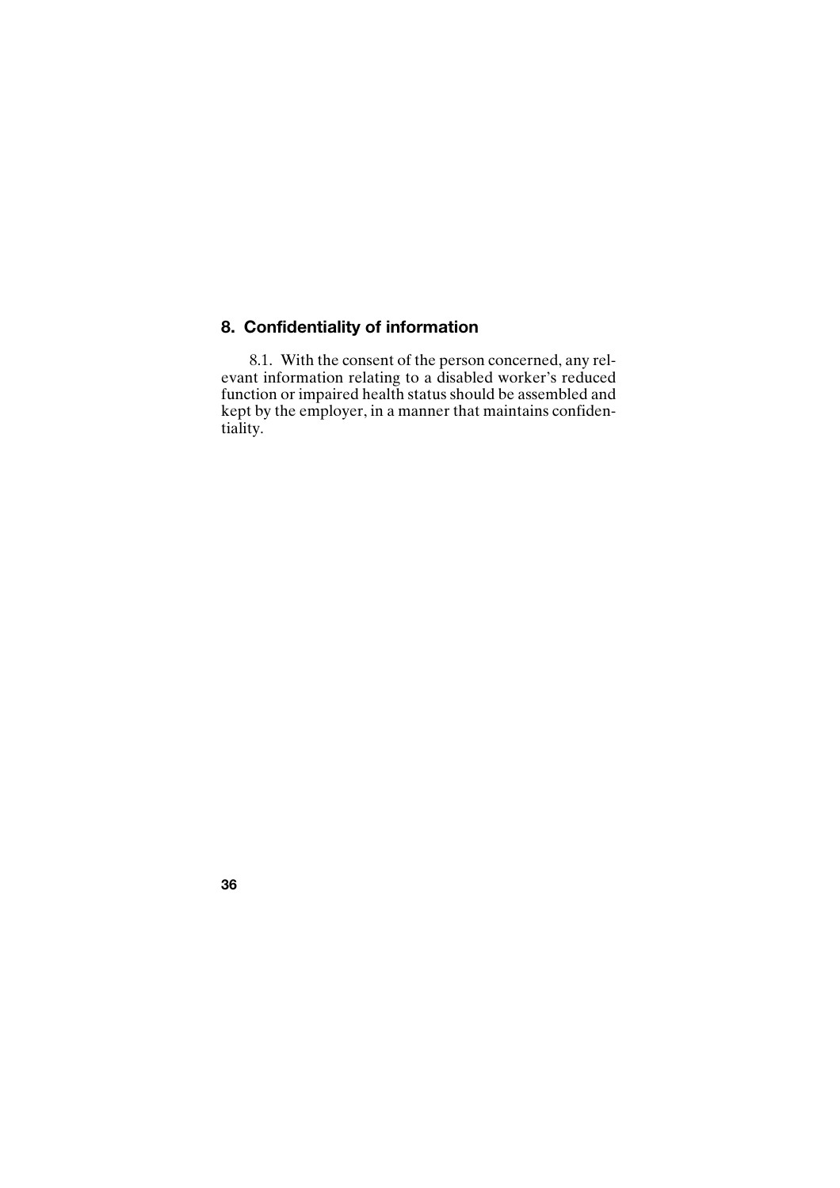## 8. Confidentiality of information

8.1. With the consent of the person concerned, any relevant information relating to a disabled worker's reduced function or impaired health status should be assembled and kept by the employer, in a manner that maintains confidentiality.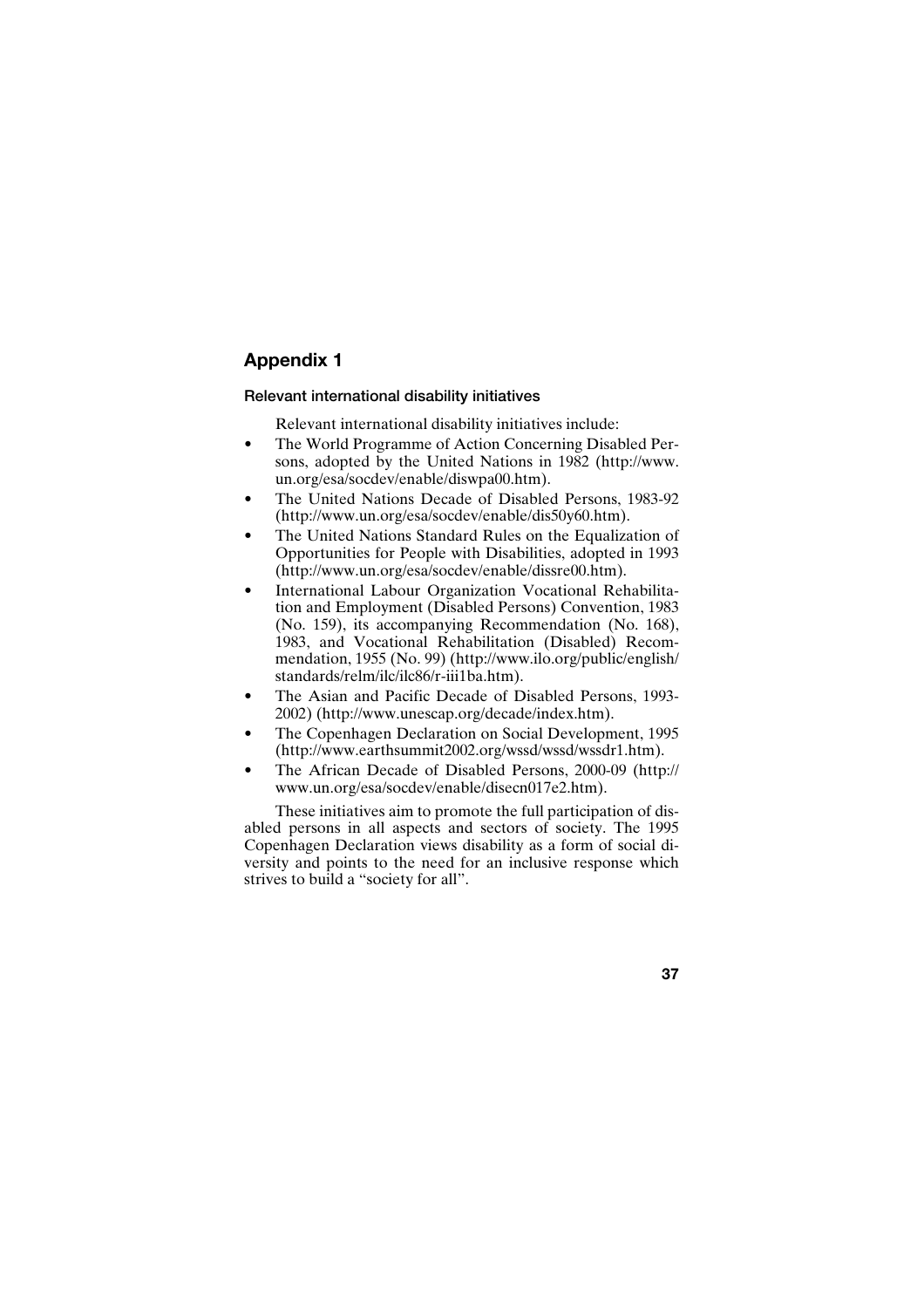# Appendix 1

## Relevant international disability initiatives

Relevant international disability initiatives include:

- The World Programme of Action Concerning Disabled Persons, adopted by the United Nations in 1982 (http://www.un.org/esa/socdev/enable/diswpa00.htm).
- The United Nations Decade of Disabled Persons, 1983-92 (http://www.un.org/esa/socdev/enable/dis50y60.htm).
- The United Nations Standard Rules on the Equalization of Opportunities for People with Disabilities, adopted in 1993 (http://www.un.org/esa/socdev/enable/dissre00.htm).
- International Labour Organization Vocational Rehabilitation and Employment (Disabled Persons) Convention, 1983 (No. 159), its accompanying Recommendation (No. 168), 1983, and Vocational Rehabilitation (Disabled) Recommendation, 1955 (No. 99) (http://www.ilo.org/public/english/standards/relm/ilc/ilc86/r-iii1ba.htm).
- The Asian and Pacific Decade of Disabled Persons, 1993-2002) (http://www.unescap.org/decade/index.htm).
- The Copenhagen Declaration on Social Development, 1995 (http://www.earthsummit2002.org/wssd/wssd/wssdr1.htm).
- The African Decade of Disabled Persons, 2000-09 (http://www.un.org/esa/socdev/enable/disecn017e2.htm).

These initiatives aim to promote the full participation of disabled persons in all aspects and sectors of society. The 1995 Copenhagen Declaration views disability as a form of social diversity and points to the need for an inclusive response which strives to build a "society for all".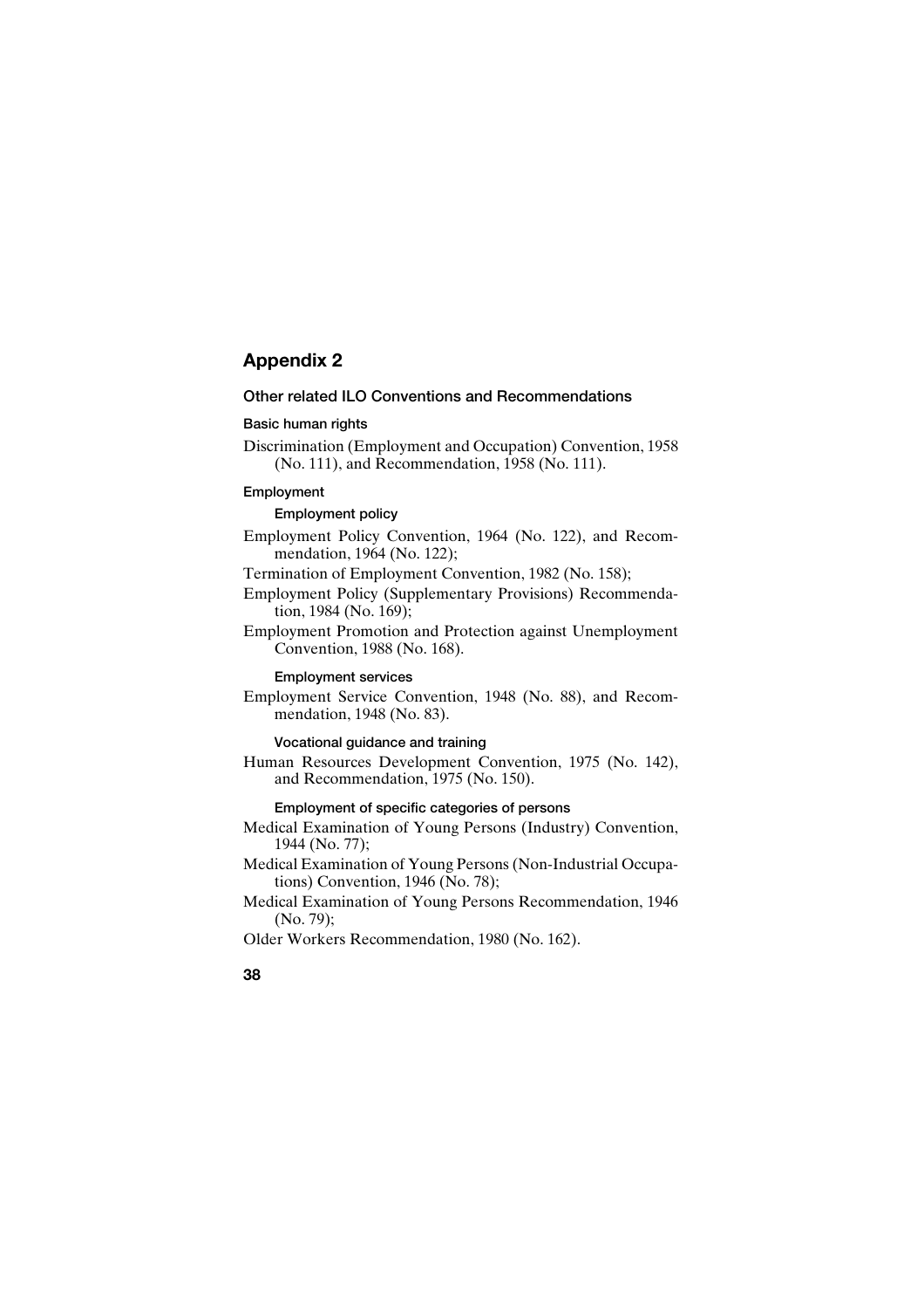# Appendix 2

## Other related ILO Conventions and Recommendations

### Basic human rights

Discrimination (Employment and Occupation) Convention, 1958 (No. 111), and Recommendation, 1958 (No. 111).

### Employment

#### Employment policy

Employment Policy Convention, 1964 (No. 122), and Recommendation, 1964 (No. 122);

Termination of Employment Convention, 1982 (No. 158);

Employment Policy (Supplementary Provisions) Recommendation, 1984 (No. 169);

Employment Promotion and Protection against Unemployment Convention, 1988 (No. 168).

#### Employment services

Employment Service Convention, 1948 (No. 88), and Recommendation, 1948 (No. 83).

#### Vocational guidance and training

Human Resources Development Convention, 1975 (No. 142), and Recommendation, 1975 (No. 150).

#### Employment of specific categories of persons

Medical Examination of Young Persons (Industry) Convention, 1944 (No. 77);

Medical Examination of Young Persons (Non-Industrial Occupations) Convention, 1946 (No. 78);

Medical Examination of Young Persons Recommendation, 1946 (No. 79);

Older Workers Recommendation, 1980 (No. 162).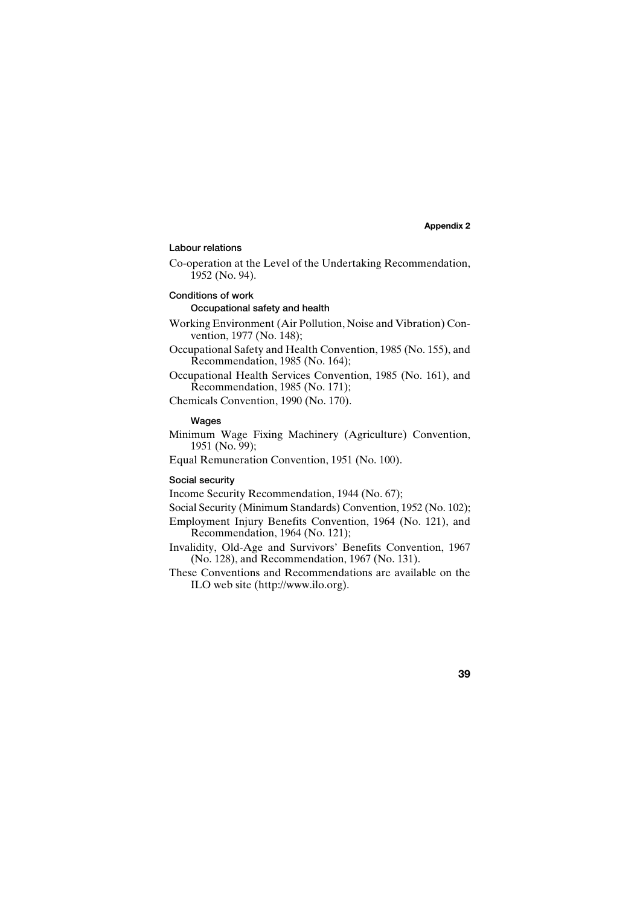### Labour relations

Co-operation at the Level of the Undertaking Recommendation, 1952 (No. 94).

### Conditions of work

#### Occupational safety and health

Working Environment (Air Pollution, Noise and Vibration) Convention, 1977 (No. 148);

Occupational Safety and Health Convention, 1985 (No. 155), and Recommendation, 1985 (No. 164);

Occupational Health Services Convention, 1985 (No. 161), and Recommendation, 1985 (No. 171);

Chemicals Convention, 1990 (No. 170).

#### Wages

Minimum Wage Fixing Machinery (Agriculture) Convention, 1951 (No. 99);

Equal Remuneration Convention, 1951 (No. 100).

### Social security

Income Security Recommendation, 1944 (No. 67);

Social Security (Minimum Standards) Convention, 1952 (No. 102);

Employment Injury Benefits Convention, 1964 (No. 121), and Recommendation, 1964 (No. 121);

Invalidity, Old-Age and Survivors' Benefits Convention, 1967 (No. 128), and Recommendation, 1967 (No. 131).

These Conventions and Recommendations are available on the ILO web site (http://www.ilo.org).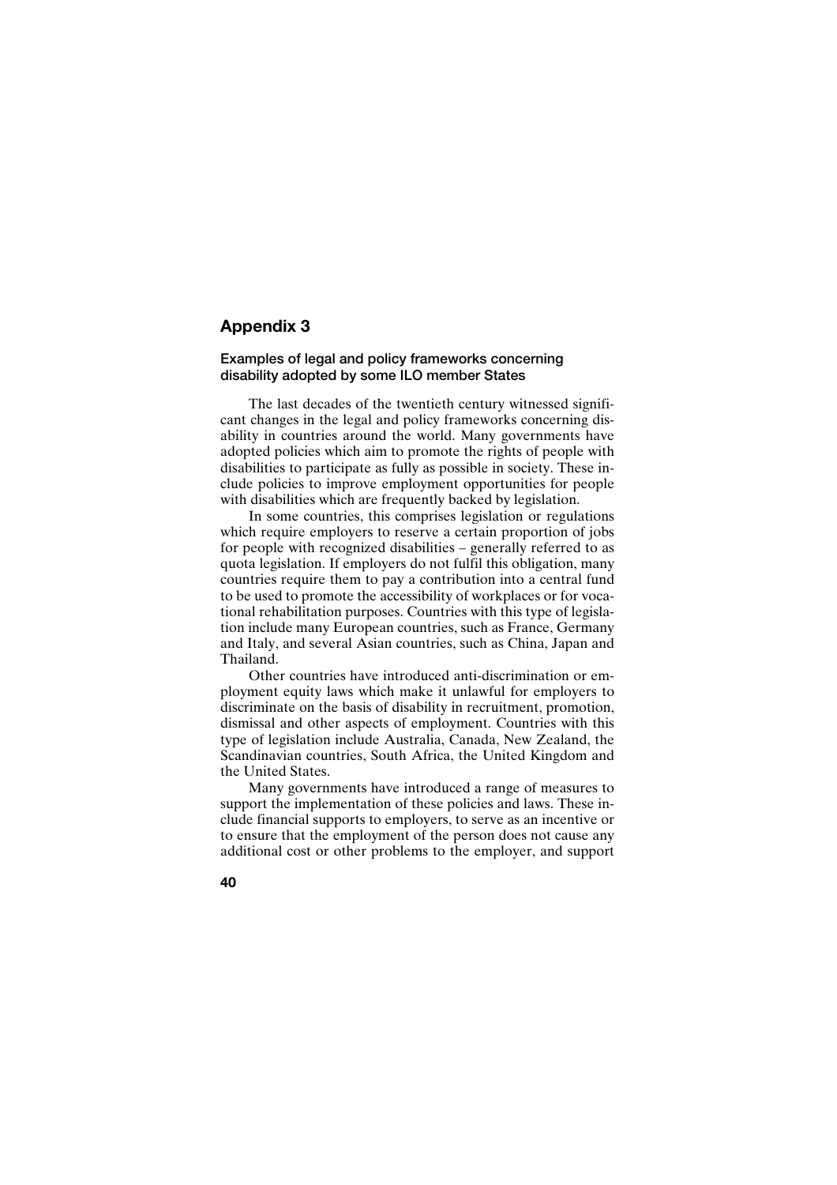## Appendix 3

### Examples of legal and policy frameworks concerning disability adopted by some ILO member States

The last decades of the twentieth century witnessed significant changes in the legal and policy frameworks concerning disability in countries around the world. Many governments have adopted policies which aim to promote the rights of people with disabilities to participate as fully as possible in society. These include policies to improve employment opportunities for people with disabilities which are frequently backed by legislation.

In some countries, this comprises legislation or regulations which require employers to reserve a certain proportion of jobs for people with recognized disabilities – generally referred to as quota legislation. If employers do not fulfil this obligation, many countries require them to pay a contribution into a central fund to be used to promote the accessibility of workplaces or for vocational rehabilitation purposes. Countries with this type of legislation include many European countries, such as France, Germany and Italy, and several Asian countries, such as China, Japan and Thailand.

Other countries have introduced anti-discrimination or employment equity laws which make it unlawful for employers to discriminate on the basis of disability in recruitment, promotion, dismissal and other aspects of employment. Countries with this type of legislation include Australia, Canada, New Zealand, the Scandinavian countries, South Africa, the United Kingdom and the United States.

Many governments have introduced a range of measures to support the implementation of these policies and laws. These include financial supports to employers, to serve as an incentive or to ensure that the employment of the person does not cause any additional cost or other problems to the employer, and support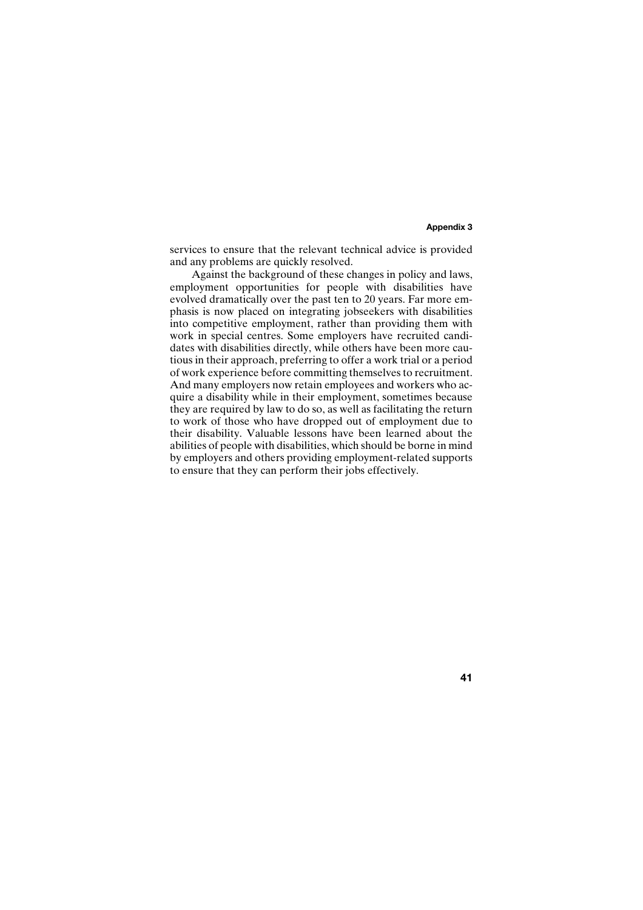services to ensure that the relevant technical advice is provided and any problems are quickly resolved.

Against the background of these changes in policy and laws, employment opportunities for people with disabilities have evolved dramatically over the past ten to 20 years. Far more emphasis is now placed on integrating jobseekers with disabilities into competitive employment, rather than providing them with work in special centres. Some employers have recruited candidates with disabilities directly, while others have been more cautious in their approach, preferring to offer a work trial or a period of work experience before committing themselves to recruitment. And many employers now retain employees and workers who acquire a disability while in their employment, sometimes because they are required by law to do so, as well as facilitating the return to work of those who have dropped out of employment due to their disability. Valuable lessons have been learned about the abilities of people with disabilities, which should be borne in mind by employers and others providing employment-related supports to ensure that they can perform their jobs effectively.